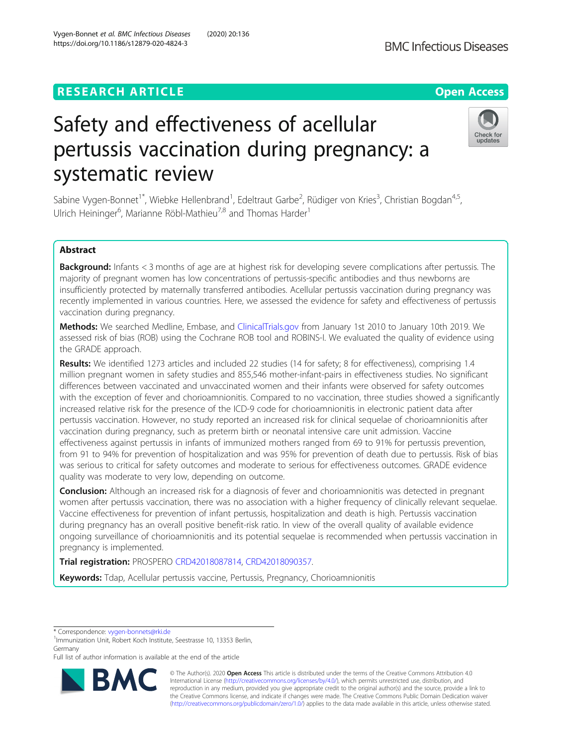RESEARCH ARTICLE

Open Access

# Safety and effectiveness of acellular pertussis vaccination during pregnancy: a systematic review

Sabine Vygen-Bonnet[1*], Wiebke Hellenbrand[1], Edeltraut Garbe[2], Rüdiger von Kries[3], Christian Bogdan[4,5], Ulrich Heininger[6], Marianne Röbl-Mathieu[7,8] and Thomas Harder[1]

## Abstract

**Background:** Infants < 3 months of age are at highest risk for developing severe complications after pertussis. The majority of pregnant women has low concentrations of pertussis-specific antibodies and thus newborns are insufficiently protected by maternally transferred antibodies. Acellular pertussis vaccination during pregnancy was recently implemented in various countries. Here, we assessed the evidence for safety and effectiveness of pertussis vaccination during pregnancy.

**Methods:** We searched Medline, Embase, and ClinicalTrials.gov from January 1st 2010 to January 10th 2019. We assessed risk of bias (ROB) using the Cochrane ROB tool and ROBINS-I. We evaluated the quality of evidence using the GRADE approach.

**Results:** We identified 1273 articles and included 22 studies (14 for safety; 8 for effectiveness), comprising 1.4 million pregnant women in safety studies and 855,546 mother-infant-pairs in effectiveness studies. No significant differences between vaccinated and unvaccinated women and their infants were observed for safety outcomes with the exception of fever and chorioamnionitis. Compared to no vaccination, three studies showed a significantly increased relative risk for the presence of the ICD-9 code for chorioamnionitis in electronic patient data after pertussis vaccination. However, no study reported an increased risk for clinical sequelae of chorioamnionitis after vaccination during pregnancy, such as preterm birth or neonatal intensive care unit admission. Vaccine effectiveness against pertussis in infants of immunized mothers ranged from 69 to 91% for pertussis prevention, from 91 to 94% for prevention of hospitalization and was 95% for prevention of death due to pertussis. Risk of bias was serious to critical for safety outcomes and moderate to serious for effectiveness outcomes. GRADE evidence quality was moderate to very low, depending on outcome.

**Conclusion:** Although an increased risk for a diagnosis of fever and chorioamnionitis was detected in pregnant women after pertussis vaccination, there was no association with a higher frequency of clinically relevant sequelae. Vaccine effectiveness for prevention of infant pertussis, hospitalization and death is high. Pertussis vaccination during pregnancy has an overall positive benefit-risk ratio. In view of the overall quality of available evidence ongoing surveillance of chorioamnionitis and its potential sequelae is recommended when pertussis vaccination in pregnancy is implemented.

**Trial registration:** PROSPERO CRD42018087814, CRD42018090357.

**Keywords:** Tdap, Acellular pertussis vaccine, Pertussis, Pregnancy, Chorioamnionitis

* Correspondence: vygen-bonnets@rki.de

[1]Immunization Unit, Robert Koch Institute, Seestrasse 10, 13353 Berlin, Germany

Full list of author information is available at the end of the article

© The Author(s). 2020 **Open Access** This article is distributed under the terms of the Creative Commons Attribution 4.0 International License (http://creativecommons.org/licenses/by/4.0/), which permits unrestricted use, distribution, and reproduction in any medium, provided you give appropriate credit to the original author(s) and the source, provide a link to the Creative Commons license, and indicate if changes were made. The Creative Commons Public Domain Dedication waiver (http://creativecommons.org/publicdomain/zero/1.0/) applies to the data made available in this article, unless otherwise stated.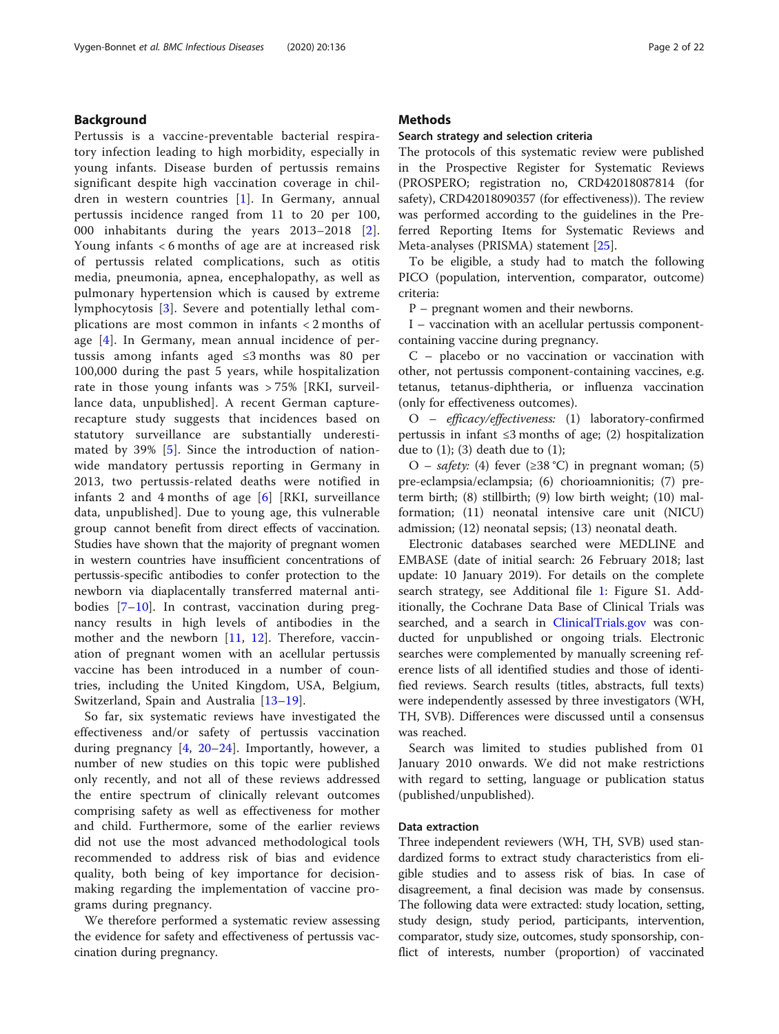## Background

Pertussis is a vaccine-preventable bacterial respiratory infection leading to high morbidity, especially in young infants. Disease burden of pertussis remains significant despite high vaccination coverage in children in western countries [1]. In Germany, annual pertussis incidence ranged from 11 to 20 per 100,000 inhabitants during the years 2013–2018 [2]. Young infants < 6 months of age are at increased risk of pertussis related complications, such as otitis media, pneumonia, apnea, encephalopathy, as well as pulmonary hypertension which is caused by extreme lymphocytosis [3]. Severe and potentially lethal complications are most common in infants < 2 months of age [4]. In Germany, mean annual incidence of pertussis among infants aged ≤3 months was 80 per 100,000 during the past 5 years, while hospitalization rate in those young infants was > 75% [RKI, surveillance data, unpublished]. A recent German capture-recapture study suggests that incidences based on statutory surveillance are substantially underestimated by 39% [5]. Since the introduction of nationwide mandatory pertussis reporting in Germany in 2013, two pertussis-related deaths were notified in infants 2 and 4 months of age [6] [RKI, surveillance data, unpublished]. Due to young age, this vulnerable group cannot benefit from direct effects of vaccination. Studies have shown that the majority of pregnant women in western countries have insufficient concentrations of pertussis-specific antibodies to confer protection to the newborn via diaplacentally transferred maternal antibodies [7–10]. In contrast, vaccination during pregnancy results in high levels of antibodies in the mother and the newborn [11, 12]. Therefore, vaccination of pregnant women with an acellular pertussis vaccine has been introduced in a number of countries, including the United Kingdom, USA, Belgium, Switzerland, Spain and Australia [13–19].

So far, six systematic reviews have investigated the effectiveness and/or safety of pertussis vaccination during pregnancy [4, 20–24]. Importantly, however, a number of new studies on this topic were published only recently, and not all of these reviews addressed the entire spectrum of clinically relevant outcomes comprising safety as well as effectiveness for mother and child. Furthermore, some of the earlier reviews did not use the most advanced methodological tools recommended to address risk of bias and evidence quality, both being of key importance for decision-making regarding the implementation of vaccine programs during pregnancy.

We therefore performed a systematic review assessing the evidence for safety and effectiveness of pertussis vaccination during pregnancy.

## Methods

### Search strategy and selection criteria

The protocols of this systematic review were published in the Prospective Register for Systematic Reviews (PROSPERO; registration no, CRD42018087814 (for safety), CRD42018090357 (for effectiveness)). The review was performed according to the guidelines in the Preferred Reporting Items for Systematic Reviews and Meta-analyses (PRISMA) statement [25].

To be eligible, a study had to match the following PICO (population, intervention, comparator, outcome) criteria:

P – pregnant women and their newborns.

I – vaccination with an acellular pertussis component-containing vaccine during pregnancy.

C – placebo or no vaccination or vaccination with other, not pertussis component-containing vaccines, e.g. tetanus, tetanus-diphtheria, or influenza vaccination (only for effectiveness outcomes).

O – *efficacy/effectiveness:* (1) laboratory-confirmed pertussis in infant ≤3 months of age; (2) hospitalization due to (1); (3) death due to (1);

O – *safety:* (4) fever (≥38 °C) in pregnant woman; (5) pre-eclampsia/eclampsia; (6) chorioamnionitis; (7) preterm birth; (8) stillbirth; (9) low birth weight; (10) malformation; (11) neonatal intensive care unit (NICU) admission; (12) neonatal sepsis; (13) neonatal death.

Electronic databases searched were MEDLINE and EMBASE (date of initial search: 26 February 2018; last update: 10 January 2019). For details on the complete search strategy, see Additional file 1: Figure S1. Additionally, the Cochrane Data Base of Clinical Trials was searched, and a search in ClinicalTrials.gov was conducted for unpublished or ongoing trials. Electronic searches were complemented by manually screening reference lists of all identified studies and those of identified reviews. Search results (titles, abstracts, full texts) were independently assessed by three investigators (WH, TH, SVB). Differences were discussed until a consensus was reached.

Search was limited to studies published from 01 January 2010 onwards. We did not make restrictions with regard to setting, language or publication status (published/unpublished).

### Data extraction

Three independent reviewers (WH, TH, SVB) used standardized forms to extract study characteristics from eligible studies and to assess risk of bias. In case of disagreement, a final decision was made by consensus. The following data were extracted: study location, setting, study design, study period, participants, intervention, comparator, study size, outcomes, study sponsorship, conflict of interests, number (proportion) of vaccinated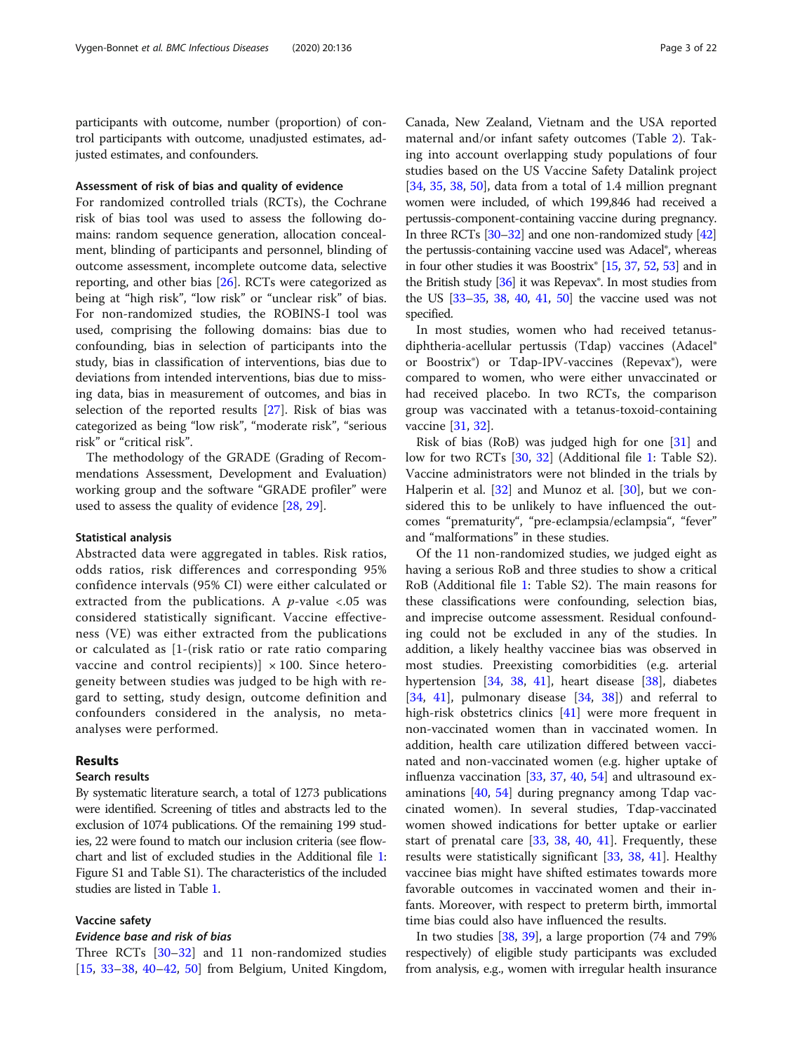participants with outcome, number (proportion) of control participants with outcome, unadjusted estimates, adjusted estimates, and confounders.

#### Assessment of risk of bias and quality of evidence

For randomized controlled trials (RCTs), the Cochrane risk of bias tool was used to assess the following domains: random sequence generation, allocation concealment, blinding of participants and personnel, blinding of outcome assessment, incomplete outcome data, selective reporting, and other bias [26]. RCTs were categorized as being at "high risk", "low risk" or "unclear risk" of bias. For non-randomized studies, the ROBINS-I tool was used, comprising the following domains: bias due to confounding, bias in selection of participants into the study, bias in classification of interventions, bias due to deviations from intended interventions, bias due to missing data, bias in measurement of outcomes, and bias in selection of the reported results [27]. Risk of bias was categorized as being "low risk", "moderate risk", "serious risk" or "critical risk".

The methodology of the GRADE (Grading of Recommendations Assessment, Development and Evaluation) working group and the software "GRADE profiler" were used to assess the quality of evidence [28, 29].

#### Statistical analysis

Abstracted data were aggregated in tables. Risk ratios, odds ratios, risk differences and corresponding 95% confidence intervals (95% CI) were either calculated or extracted from the publications. A $p$-value <.05 was considered statistically significant. Vaccine effectiveness (VE) was either extracted from the publications or calculated as [1-(risk ratio or rate ratio comparing vaccine and control recipients)] × 100. Since heterogeneity between studies was judged to be high with regard to setting, study design, outcome definition and confounders considered in the analysis, no meta-analyses were performed.

## Results

### Search results

By systematic literature search, a total of 1273 publications were identified. Screening of titles and abstracts led to the exclusion of 1074 publications. Of the remaining 199 studies, 22 were found to match our inclusion criteria (see flowchart and list of excluded studies in the Additional file 1: Figure S1 and Table S1). The characteristics of the included studies are listed in Table 1.

### Vaccine safety

#### *Evidence base and risk of bias*

Three RCTs [30–32] and 11 non-randomized studies [15, 33–38, 40–42, 50] from Belgium, United Kingdom, Canada, New Zealand, Vietnam and the USA reported maternal and/or infant safety outcomes (Table 2). Taking into account overlapping study populations of four studies based on the US Vaccine Safety Datalink project [34, 35, 38, 50], data from a total of 1.4 million pregnant women were included, of which 199,846 had received a pertussis-component-containing vaccine during pregnancy. In three RCTs [30–32] and one non-randomized study [42] the pertussis-containing vaccine used was Adacel®, whereas in four other studies it was Boostrix® [15, 37, 52, 53] and in the British study [36] it was Repevax®. In most studies from the US [33–35, 38, 40, 41, 50] the vaccine used was not specified.

In most studies, women who had received tetanus-diphtheria-acellular pertussis (Tdap) vaccines (Adacel® or Boostrix®) or Tdap-IPV-vaccines (Repevax®), were compared to women, who were either unvaccinated or had received placebo. In two RCTs, the comparison group was vaccinated with a tetanus-toxoid-containing vaccine [31, 32].

Risk of bias (RoB) was judged high for one [31] and low for two RCTs [30, 32] (Additional file 1: Table S2). Vaccine administrators were not blinded in the trials by Halperin et al. [32] and Munoz et al. [30], but we considered this to be unlikely to have influenced the outcomes "prematurity", "pre-eclampsia/eclampsia", "fever" and "malformations" in these studies.

Of the 11 non-randomized studies, we judged eight as having a serious RoB and three studies to show a critical RoB (Additional file 1: Table S2). The main reasons for these classifications were confounding, selection bias, and imprecise outcome assessment. Residual confounding could not be excluded in any of the studies. In addition, a likely healthy vaccinee bias was observed in most studies. Preexisting comorbidities (e.g. arterial hypertension [34, 38, 41], heart disease [38], diabetes [34, 41], pulmonary disease [34, 38]) and referral to high-risk obstetrics clinics [41] were more frequent in non-vaccinated women than in vaccinated women. In addition, health care utilization differed between vaccinated and non-vaccinated women (e.g. higher uptake of influenza vaccination [33, 37, 40, 54] and ultrasound examinations [40, 54] during pregnancy among Tdap vaccinated women). In several studies, Tdap-vaccinated women showed indications for better uptake or earlier start of prenatal care [33, 38, 40, 41]. Frequently, these results were statistically significant [33, 38, 41]. Healthy vaccinee bias might have shifted estimates towards more favorable outcomes in vaccinated women and their infants. Moreover, with respect to preterm birth, immortal time bias could also have influenced the results.

In two studies [38, 39], a large proportion (74 and 79% respectively) of eligible study participants was excluded from analysis, e.g., women with irregular health insurance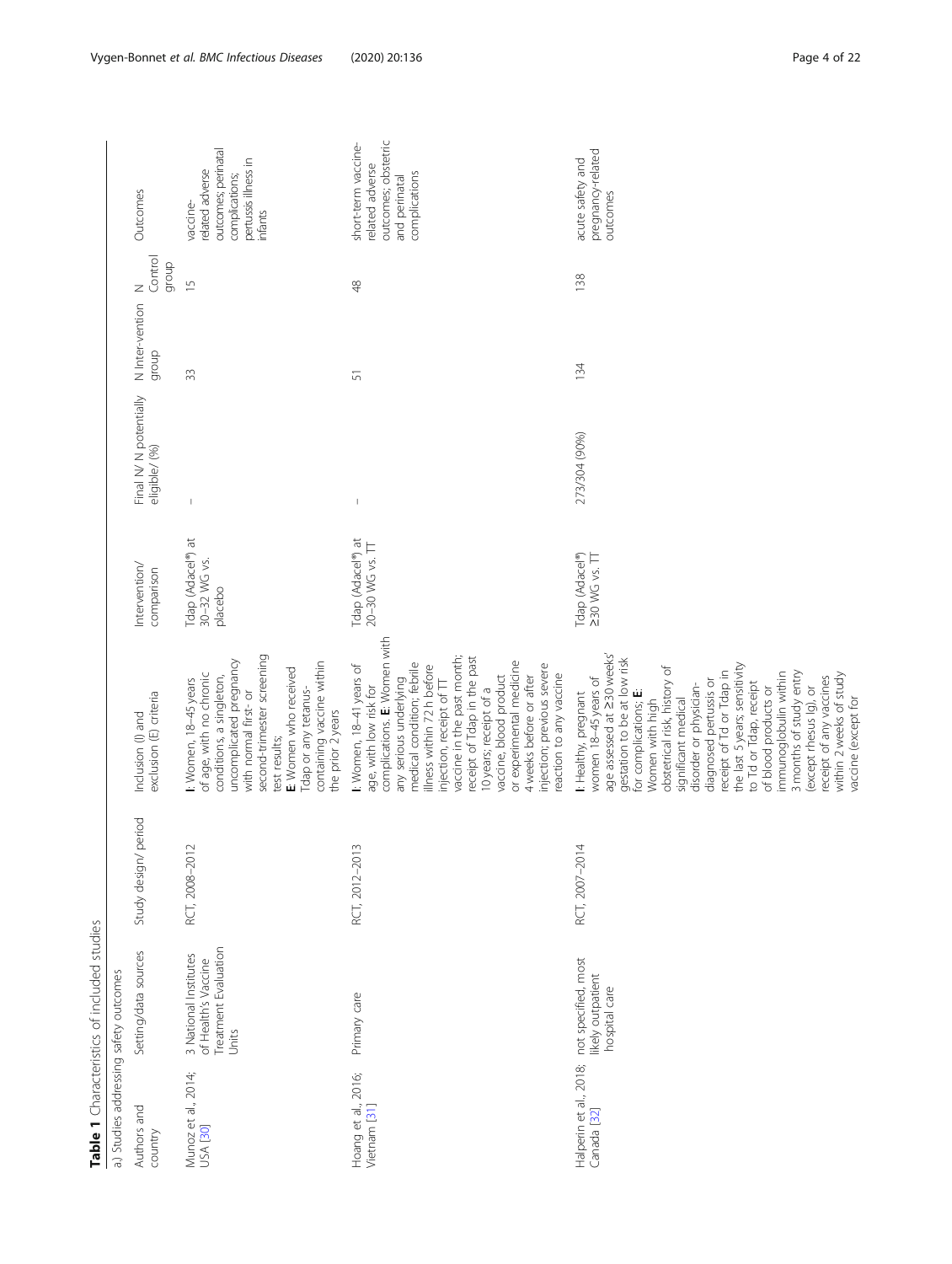**Table 1** Characteristics of included studies

a.) Studies addressing safety outcomes

| Authors and country | Setting/data sources | Study design/ period | Inclusion (I) and exclusion (E) criteria | Intervention/ comparison | Final N/ N potentially eligible/ (%) | N Inter-vention group | N Control group | Outcomes |
|---|---|---|---|---|---|---|---|---|
| Munoz et al., 2014; USA [30] | 3 National Institutes of Health's Vaccine Treatment Evaluation Units | RCT, 2008–2012 | **I**: Women, 18–45 years of age, with no chronic conditions, a singleton, uncomplicated pregnancy with normal first- or second-trimester screening test results; **E**: Women who received Tdap or any tetanus-containing vaccine within the prior 2 years | Tdap (Adacel®) at 30–32 WG vs. placebo | – | 33 | 15 | vaccine-related adverse outcomes; perinatal complications; pertussis illness in infants |
| Hoang et al., 2016; Vietnam [31] | Primary care | RCT, 2012–2013 | **I**: Women, 18–41 years of age, with low risk for complications. **E**: Women with any serious underlying medical condition; febrile illness within 72 h before injection, receipt of TT vaccine in the past month; receipt of Tdap in the past 10 years; receipt of a vaccine, blood product or experimental medicine 4 weeks before or after injection; previous severe reaction to any vaccine | Tdap (Adacel®) at 20–30 WG vs. TT | – | 51 | 48 | short-term vaccine-related adverse outcomes; obstetric and perinatal complications |
| Halperin et al., 2018; Canada [32] | not specified, most likely outpatient hospital care | RCT, 2007–2014 | **I**: Healthy, pregnant women 18–45 years of age assessed at ≥30 weeks' gestation to be at low risk for complications; **E**: Women with high obstetrical risk, history of significant medical disorder or physician-diagnosed pertussis or receipt of Td or Tdap in the last 5 years; sensitivity to Td or Tdap, receipt of blood products or immunoglobulin within 3 months of study entry (except rhesus Ig), or receipt of any vaccines within 2 weeks of study vaccine (except for | Tdap (Adacel®) ≥30 WG vs. TT | 273/304 (90%) | 134 | 138 | acute safety and pregnancy-related outcomes |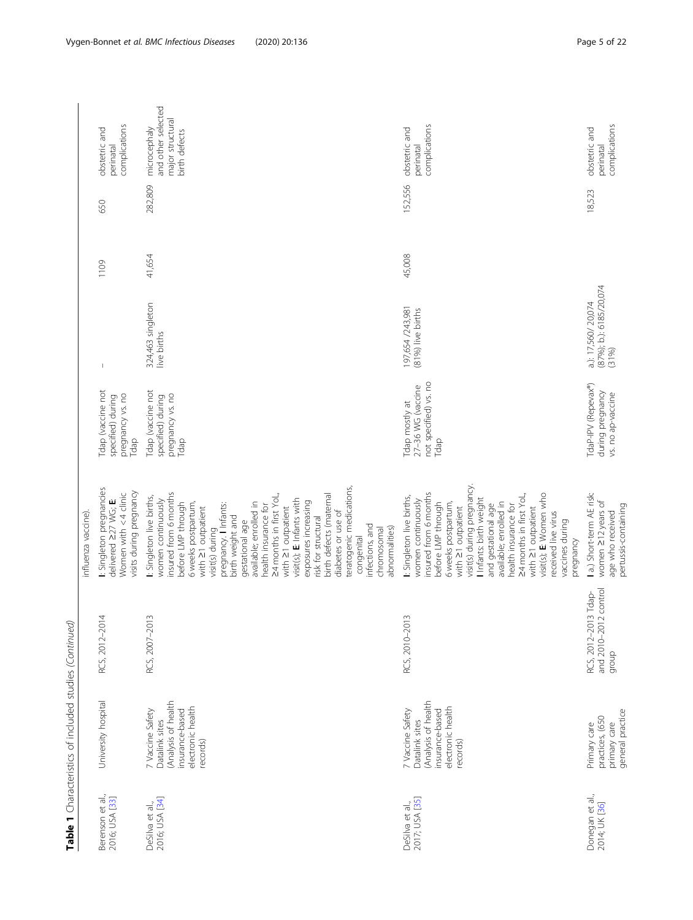**Table 1** Characteristics of included studies *(Continued)*

| | | | | | | | | |
|---|---|---|---|---|---|---|---|---|
| | | | influenza vaccine). | | | | | |
| Berenson et al., 2016; USA [33] | University hospital | RCS, 2012–2014 | **I**: Singleton pregnancies delivered ≥27 WG; **E**: Women with < 4 clinic visits during pregnancy | Tdap (vaccine not specified) during pregnancy vs. no Tdap | – | 1109 | 650 | obstetric and perinatal complications |
| DeSilva et al., 2016; USA [34] | 7 Vaccine Safety Datalink sites (Analysis of health insurance-based electronic health records) | RCS, 2007–2013 | **I**: Singleton live births, women continuously insured from 6 months before LMP through 6 weeks postpartum, with ≥1 outpatient visit(s) during pregnancy. **I** Infants: birth weight and gestational age available; enrolled in health insurance for ≥4 months in first YoL, with ≥1 outpatient visit(s); **E**: Infants with exposures increasing risk for structural birth defects (maternal diabetes or use of teratogenic medications, congenital infections, and chromosomal abnormalities) | Tdap (vaccine not specified) during pregnancy vs. no Tdap | 324,463 singleton live births | 41,654 | 282,809 | microcephaly and other selected major structural birth defects |
| DeSilva et al., 2017; USA [35] | 7 Vaccine Safety Datalink sites (Analysis of health insurance-based electronic health records) | RCS, 2010–2013 | **I**: Singleton live births, women continuously insured from 6 months before LMP through 6 weeks postpartum, with ≥1 outpatient visit(s) during pregnancy. **I** Infants: birth weight and gestational age available; enrolled in health insurance for ≥4 months in first YoL, with ≥1 outpatient visit(s); **E**: Women who received live virus vaccines during pregnancy | Tdap mostly at 27–36 WG (vaccine not specified) vs. no Tdap | 197,654 /243,981 (81%) live births | 45,008 | 152,556 | obstetric and perinatal complications |
| Donegan et al., 2014; UK [36] | Primary care practices, (650 primary care general practice | RCS, 2012–2013 Tdap-and 2010–2012 control group | **I** a.) Short-term AE risk: women ≥12 years of age who received pertussis-containing | TdaP-IPV (Repevax®) during pregnancy vs. no ap-vaccine | a.): 17,560/ 20,074 (87%); b.): 6185/20,074 (31%) | | 18,523 | obstetric and perinatal complications |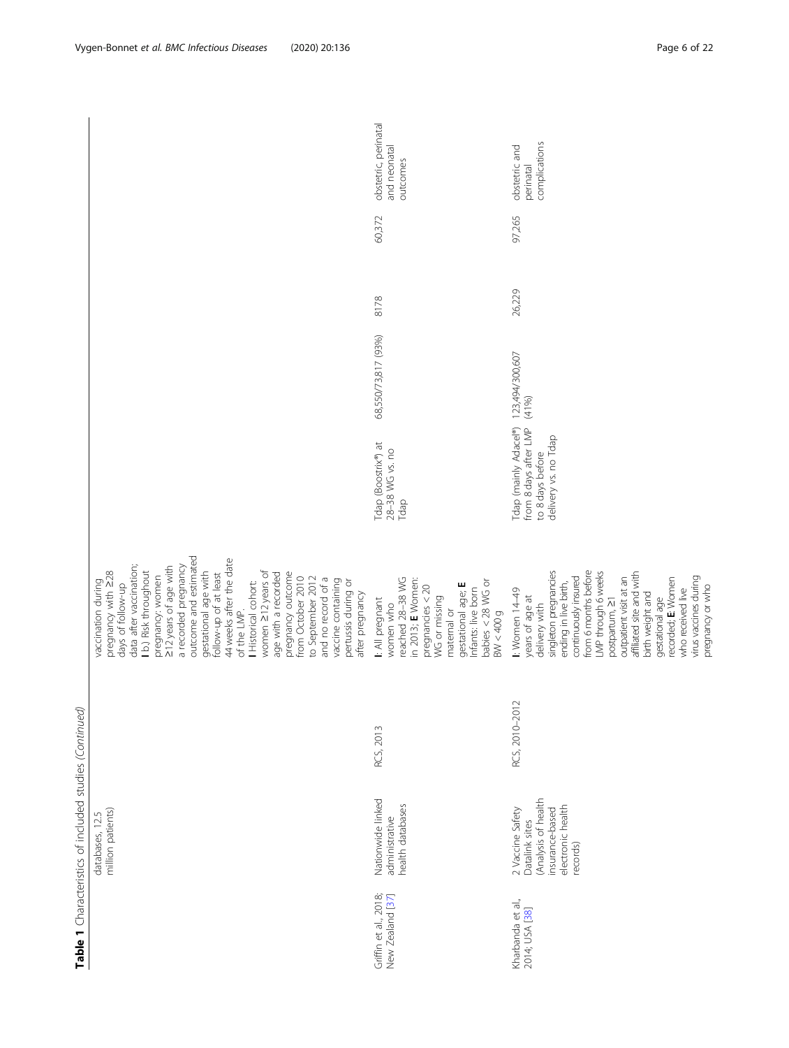**Table 1** Characteristics of included studies *(Continued)*

| | | | | | | | | |
|---|---|---|---|---|---|---|---|---|
| | databases, 12.5 million patients) | | vaccination during pregnancy with ≥28 days of follow-up data after vaccination; **I** b.) Risk throughout pregnancy: women ≥12 years of age with a recorded pregnancy outcome and estimated gestational age with follow-up of at least 44 weeks after the date of the LMP. **I** Historical cohort: women ≥12 years of age with a recorded pregnancy outcome from October 2010 to September 2012 and no record of a vaccine containing pertussis during or after pregnancy | | | | | |
| Griffin et al., 2018; New Zealand [37] | Nationwide linked administrative health databases | RCS, 2013 | **I**: All pregnant women who reached 28–38 WG in 2013; **E** Women: pregnancies < 20 WG or missing maternal or gestational age; **E** Infants: live born babies < 28 WG or BW < 400 g | Tdap (Boostrix®) at 28–38 WG vs. no Tdap | 68,550/73,817 (93%) | 8178 | 60,372 | obstetric, perinatal and neonatal outcomes |
| Kharbanda et al., 2014; USA [38] | 2 Vaccine Safety Datalink sites (Analysis of health insurance-based electronic health records) | RCS, 2010–2012 | **I**: Women 14–49 years of age at delivery with singleton pregnancies ending in live birth, continuously insured from 6 months before LMP through 6 weeks postpartum, ≥1 outpatient visit at an affiliated site and with birth weight and gestational age recorded; **E**: Women who received live virus vaccines during pregnancy or who | Tdap (mainly Adacel®) from 8 days after LMP to 8 days before delivery vs. no Tdap | 123,494/300,607 (41%) | 26,229 | 97,265 | obstetric and perinatal complications |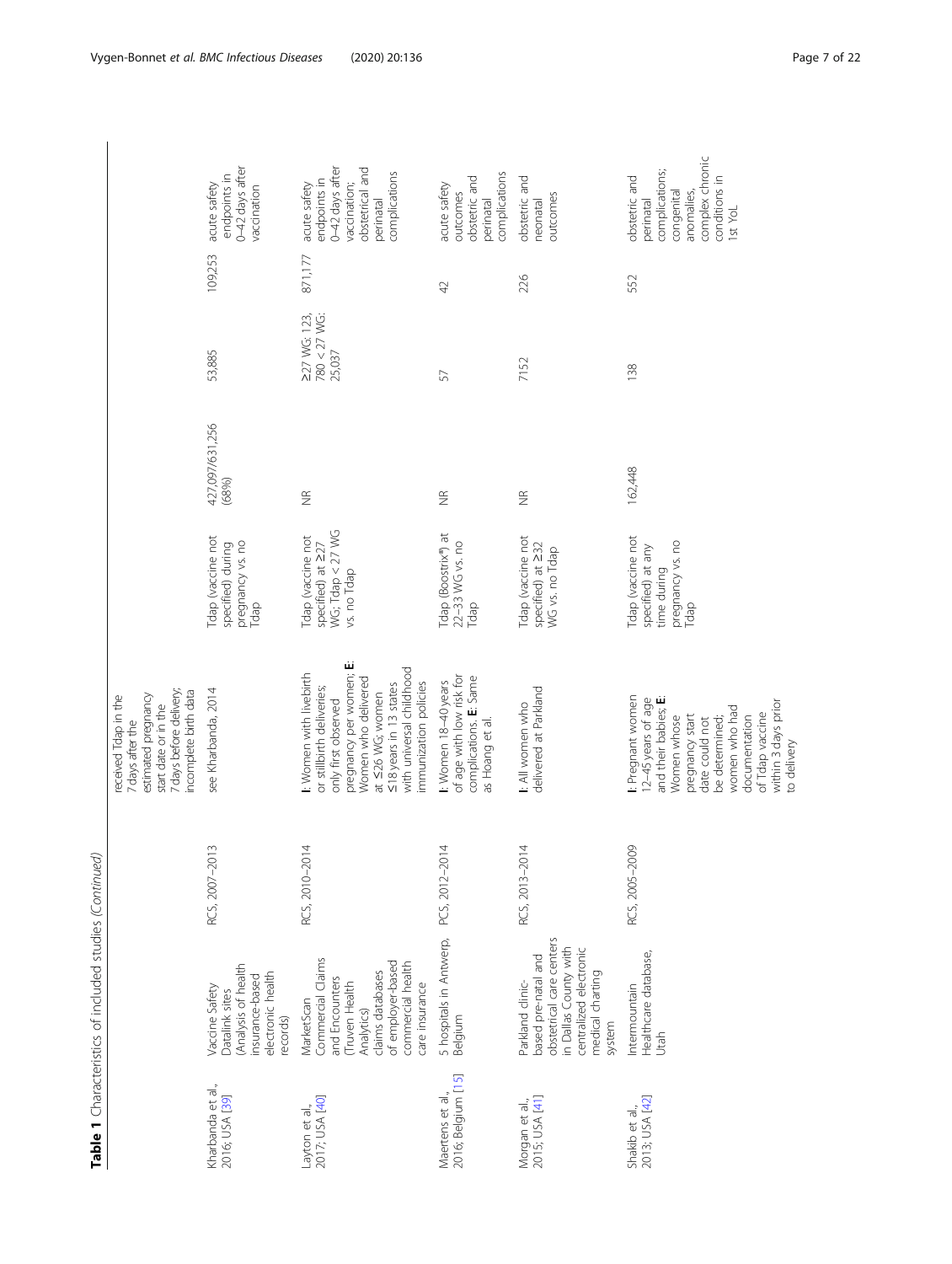**Table 1** Characteristics of included studies *(Continued)*

| | | | | | | | | |
|---|---|---|---|---|---|---|---|---|
| | | | received Tdap in the 7 days after the estimated pregnancy start date or in the 7 days before delivery; incomplete birth data | | | | | |
| Kharbanda et al., 2016; USA [39] | Vaccine Safety Datalink sites (Analysis of health insurance-based electronic health records) | RCS, 2007–2013 | see Kharbanda, 2014 | Tdap (vaccine not specified) during pregnancy vs. no Tdap | 427,097/631,256 (68%) | 53,885 | 109,253 | acute safety endpoints in 0–42 days after vaccination |
| Layton et al., 2017; USA [40] | MarketScan Commercial Claims and Encounters (Truven Health Analytics) claims databases of employer-based commercial health care insurance | RCS, 2010–2014 | **I**: Women with livebirth or stillbirth deliveries; only first observed pregnancy per women; **E**: Women who delivered at ≤26 WG; women ≤18 years in 13 states with universal childhood immunization policies | Tdap (vaccine not specified) at ≥27 WG; Tdap < 27 WG vs. no Tdap | NR | ≥27 WG: 123,780 < 27 WG: 25,037 | 871,177 | acute safety endpoints in 0–42 days after vaccination; obstetrical and perinatal complications |
| Maertens et al., 2016; Belgium [15] | 5 hospitals in Antwerp, Belgium | PCS, 2012–2014 | **I**: Women 18–40 years of age with low risk for complications. **E**: Same as Hoang et al. | Tdap (Boostrix®) at 22–33 WG vs. no Tdap | NR | 57 | 42 | acute safety outcomes obstetric and perinatal complications |
| Morgan et al., 2015; USA [41] | Parkland clinic-based pre-natal and obstetrical care centers in Dallas County with centralized electronic medical charting system | RCS, 2013–2014 | **I**: All women who delivered at Parkland | Tdap (vaccine not specified) at ≥32 WG vs. no Tdap | NR | 7152 | 226 | obstetric and neonatal outcomes |
| Shakib et al., 2013; USA [42] | Intermountain Healthcare database, Utah | RCS, 2005–2009 | **I**: Pregnant women 12–45 years of age and their babies; **E**: Women whose pregnancy start date could not be determined; women who had documentation of Tdap vaccine within 3 days prior to delivery | Tdap (vaccine not specified) at any time during pregnancy vs. no Tdap | 162,448 | 138 | 552 | obstetric and perinatal complications; congenital anomalies, complex chronic conditions in 1st YoL |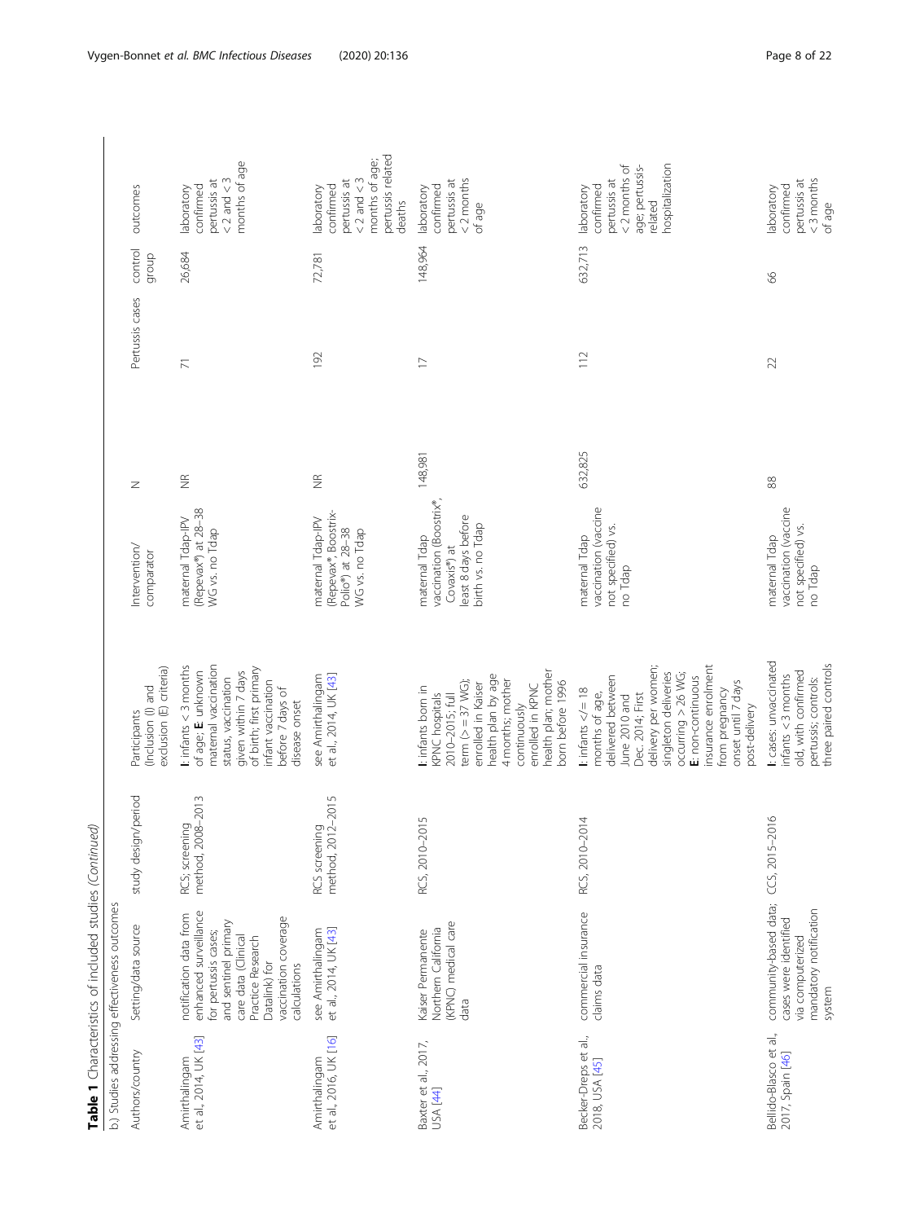**Table 1** Characteristics of included studies *(Continued)*

b.) Studies addressing effectiveness outcomes

| Authors/country | Setting/data source | study design/period | Participants (Inclusion (I) and exclusion (E) criteria) | Intervention/ comparator | N | Pertussis cases | control group | outcomes |
|---|---|---|---|---|---|---|---|---|
| Amirthalingam et al., 2014, UK [43] | notification data from enhanced surveillance for pertussis cases; and sentinel primary care data (Clinical Practice Research Datalink) for vaccination coverage calculations | RCS; screening method, 2008–2013 | **I**: infants < 3 months of age; **E**: unknown maternal vaccination status, vaccination given within 7 days of birth; first primary infant vaccination before 7 days of disease onset | maternal Tdap-IPV (Repevax®) at 28–38 WG vs. no Tdap | NR | 71 | 26,684 | laboratory confirmed pertussis at < 2 and < 3 months of age |
| Amirthalingam et al., 2016, UK [16] | see Amirthalingam et al., 2014, UK [43] | RCS screening method, 2012–2015 | see Amirthalingam et al., 2014, UK [43] | maternal Tdap-IPV (Repevax®, Boostrix-Polio®) at 28–38 WG vs. no Tdap | NR | 192 | 72,781 | laboratory confirmed pertussis at < 2 and < 3 months of age; pertussis related deaths |
| Baxter et al., 2017, USA [44] | Kaiser Permanente Northern California (KPNC) medical care data | RCS, 2010–2015 | **I**: infants born in KPNC hospitals 2010–2015; full term (> = 37 WG); enrolled in Kaiser health plan by age 4 months; mother continuously enrolled in KPNC health plan; mother born before 1996 | maternal Tdap vaccination (Boostrix®, Covaxis®) at least 8 days before birth vs. no Tdap | 148,981 | 17 | 148,964 | laboratory confirmed pertussis at < 2 months of age |
| Becker-Dreps et al., 2018, USA [45] | commercial insurance claims data | RCS, 2010–2014 | **I**: infants </= 18 months of age, delivered between June 2010 and Dec. 2014; First delivery per women; singleton deliveries occurring > 26 WG; **E**: non-continuous insurance enrolment from pregnancy onset until 7 days post-delivery | maternal Tdap vaccination (vaccine not specified) vs. no Tdap | 632,825 | 112 | 632,713 | laboratory confirmed pertussis at < 2 months of age; pertussis-related hospitalization |
| Bellido-Blasco et al., 2017, Spain [46] | community-based data; cases were identified via computerized mandatory notification system | CCS, 2015–2016 | **I**: cases; unvaccinated infants < 3 months old, with confirmed pertussis; controls: three paired controls | maternal Tdap vaccination (vaccine not specified) vs. no Tdap | 88 | 22 | 66 | laboratory confirmed pertussis at < 3 months of age |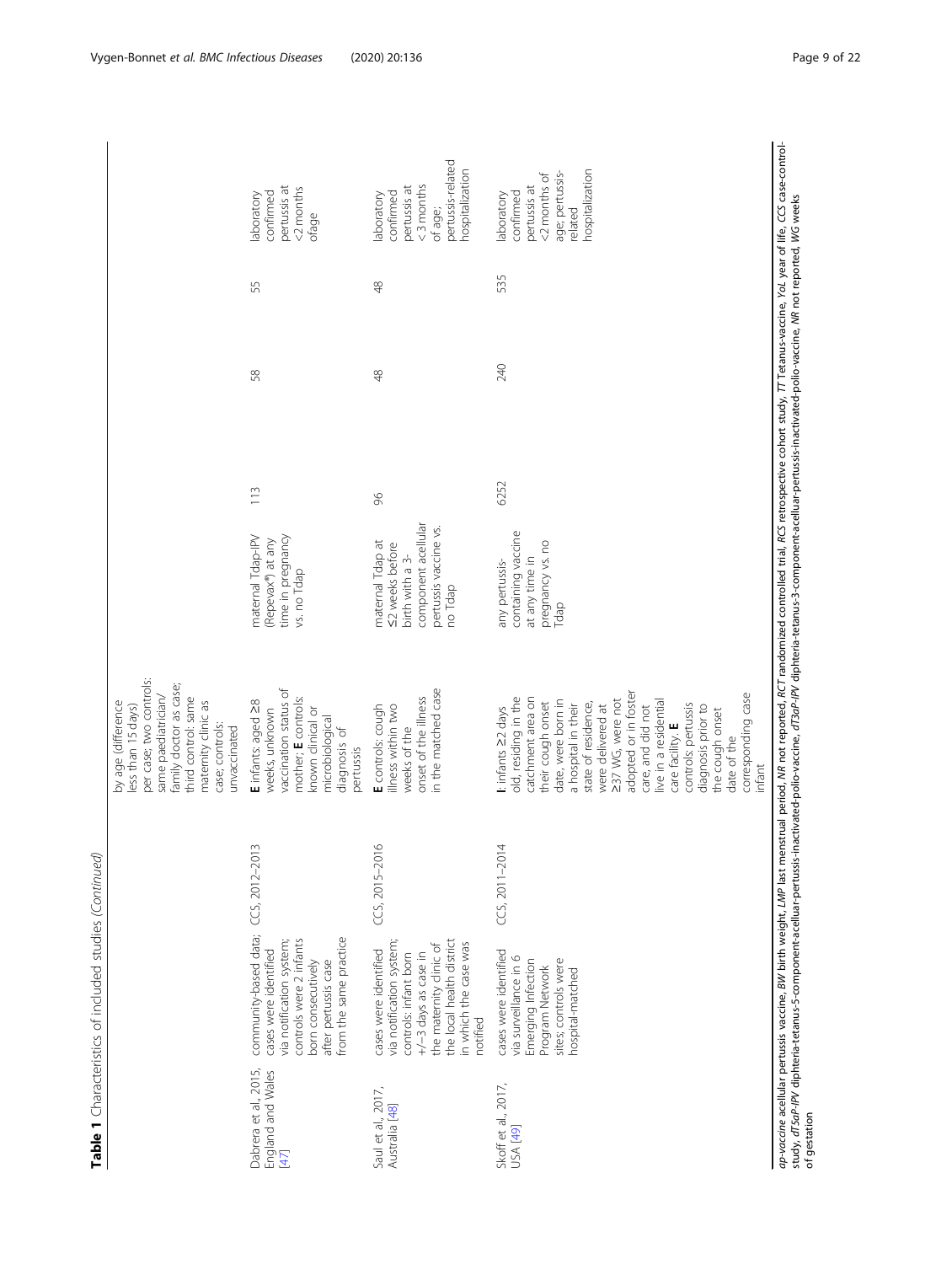**Table 1** Characteristics of included studies *(Continued)*

| | | | | | | | | |
|---|---|---|---|---|---|---|---|---|
| | | | by age (difference less than 15 days) per case; two controls: same paediatrician/ family doctor as case; third control: same maternity clinic as case; controls: unvaccinated | | | | | |
| Dabrera et al., 2015, England and Wales [47] | community-based data; cases were identified via notification system; controls were 2 infants born consecutively after pertussis case from the same practice | CCS, 2012–2013 | **E** infants: aged ≥8 weeks, unknown vaccination status of mother; **E** controls: known clinical or microbiological diagnosis of pertussis | maternal Tdap-IPV (Repevax®) at any time in pregnancy vs. no Tdap | 113 | 58 | 55 | laboratory confirmed pertussis at <2 months ofage |
| Saul et al., 2017, Australia [48] | cases were identified via notification system; controls: infant born +/−3 days as case in the maternity clinic of the local health district in which the case was notified | CCS, 2015–2016 | **E** controls: cough illness within two weeks of the onset of the illness in the matched case | maternal Tdap at ≤2 weeks before birth with a 3-component acellular pertussis vaccine vs. no Tdap | 96 | 48 | 48 | laboratory confirmed pertussis at <3 months of age; pertussis-related hospitalization |
| Skoff et al., 2017, USA [49] | cases were identified via surveillance in 6 Emerging Infection Program Network sites; controls were hospital-matched | CCS, 2011–2014 | **I**: infants ≥2 days old, residing in the catchment area on their cough onset date, were born in a hospital in their state of residence, were delivered at ≥37 WG, were not adopted or in foster care, and did not live in a residential care facility. **E** controls: pertussis diagnosis prior to the cough onset date of the corresponding case infant | any pertussis-containing vaccine at any time in pregnancy vs. no Tdap | 6252 | 240 | 535 | laboratory confirmed pertussis at <2 months of age; pertussis-related hospitalization |

*ap-vaccine* acellular pertussis vaccine, *BW* birth weight, *LMP* last menstrual period, *NR* not reported, *RCT* randomized controlled trial, *RCS* retrospective cohort study, *TT* Tetanus-vaccine, *YoL* year of life, *CCS* case-control-study, *dT5aP-IPV* diphteria-tetanus-5-component-acellular-pertussis-inactivated-polio-vaccine, *dT3aP-IPV* diphteria-tetanus-3-component-acellular-pertussis-inactivated-polio-vaccine, *NR* not reported, *WG* weeks of gestation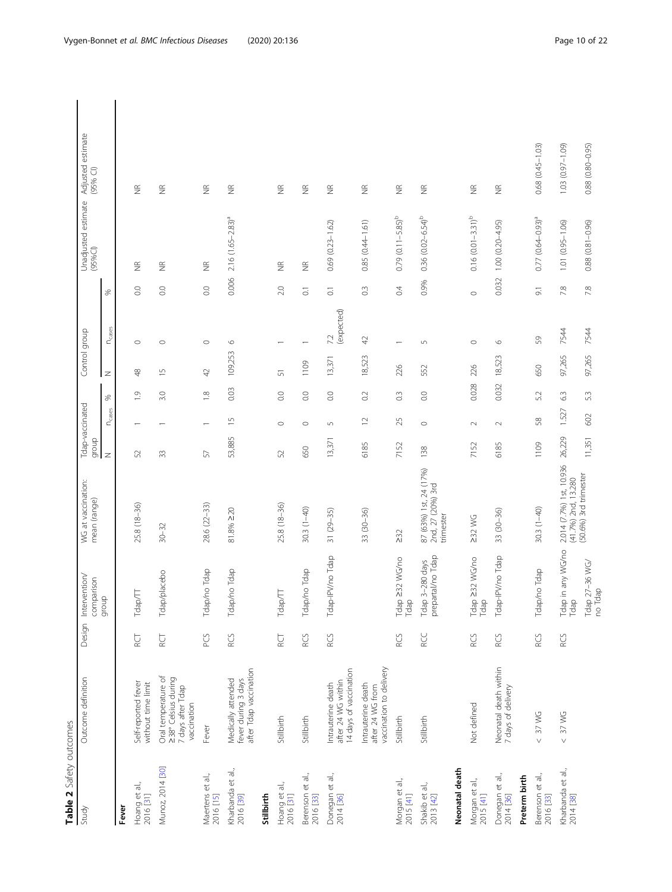**Table 2** Safety outcomes

| Study | Outcome definition | Design | Intervention/ comparison group | WG at vaccination: mean (range) | Tdap-vaccinated group | | | Control group | | | Unadjusted estimate (95%CI) | Adjusted estimate (95% CI) |
|---|---|---|---|---|---|---|---|---|---|---|---|---|
| | | | | | N | $n_{cases}$ | % | N | $n_{cases}$ | % | | |
| **Fever** | | | | | | | | | | | | |
| Hoang et al., 2016 [31] | Self-reported fever without time limit | RCT | Tdap/TT | 25.8 (18–36) | 52 | 1 | 1.9 | 48 | 0 | 0.0 | NR | NR |
| Munoz, 2014 [30] | Oral temperature of ≥38° Celsius during 7 days after Tdap vaccination | RCT | Tdap/placebo | 30–32 | 33 | 1 | 3.0 | 15 | 0 | 0.0 | NR | NR |
| Maertens et al., 2016 [15] | Fever | PCS | Tdap/no Tdap | 28.6 (22–33) | 57 | 1 | 1.8 | 42 | 0 | 0.0 | NR | NR |
| Kharbanda et al., 2016 [39] | Medically attended fever during 3 days after Tdap vaccination | RCS | Tdap/no Tdap | 81.8% ≥20 | 53,885 | 15 | 0.03 | 109,253 | 6 | 0.006 | 2.16 (1.65–2.83)[a] | NR |
| **Stillbirth** | | | | | | | | | | | | |
| Hoang et al., 2016 [31] | Stillbirth | RCT | Tdap/TT | 25.8 (18–36) | 52 | 0 | 0.0 | 51 | 1 | 2.0 | NR | NR |
| Berenson et al., 2016 [33] | Stillbirth | RCS | Tdap/no Tdap | 30.3 (1–40) | 650 | 0 | 0.0 | 1109 | 1 | 0.1 | NR | NR |
| Donegan et al., 2014 [36] | Intrauterine death after 24 WG within 14 days of vaccination | RCS | Tdap-IPV/no Tdap | 31 (29–35) | 13,371 | 5 | 0.0 | 13,371 | 7.2 (expected) | 0.1 | 0.69 (0.23–1.62) | NR |
| | Intrauterine death after 24 WG from vaccination to delivery | | | 33 (30–36) | 6185 | 12 | 0.2 | 18,523 | 42 | 0.3 | 0.85 (0.44–1.61) | NR |
| Morgan et al., 2015 [41] | Stillbirth | RCS | Tdap ≥32 WG/no Tdap | ≥32 | 7152 | 25 | 0.3 | 226 | 1 | 0.4 | 0.79 (0.11–5.85)[b] | NR |
| Shakib et al., 2013 [42] | Stillbirth | RCC | Tdap 3–280 days prepartal/no Tdap | 87 (63%) 1st, 24 (17%) 2nd, 27 (20%) 3rd trimester | 138 | 0 | 0.0 | 552 | 5 | 0.9% | 0.36 (0.02–6.54)[b] | NR |
| **Neonatal death** | | | | | | | | | | | | |
| Morgan et al., 2015 [41] | Not defined | RCS | Tdap ≥32 WG/no Tdap | ≥32 WG | 7152 | 2 | 0.028 | 226 | 0 | 0 | 0.16 (0.01–3.31)[b] | NR |
| Donegan et al., 2014 [36] | Neonatal death within 7 days of delivery | RCS | Tdap-IPV/no Tdap | 33 (30–36) | 6185 | 2 | 0.032 | 18,523 | 6 | 0.032 | 1.00 (0.20–4.95) | NR |
| **Preterm birth** | | | | | | | | | | | | |
| Berenson et al., 2016 [33] | < 37 WG | RCS | Tdap/no Tdap | 30.3 (1–40) | 1109 | 58 | 5.2 | 650 | 59 | 9.1 | 0.77 (0.64–0.93)[a] | 0.68 (0.45–1.03) |
| Kharbanda et al., 2014 [38] | < 37 WG | RCS | Tdap in any WG/no Tdap | 2.014 (7.7%) 1st, 10.936 (41.7%) 2nd, 13.280 (50.6%) 3rd trimester | 26,229 | 1.527 | 6.3 | 97,265 | 7544 | 7.8 | 1.01 (0.95–1.06) | 1.03 (0.97–1.09) |
| | | | Tdap 27–36 WG/ no Tdap | | 11,351 | 602 | 5.3 | 97,265 | 7544 | 7.8 | 0.88 (0.81–0.96) | 0.88 (0.80–0.95) |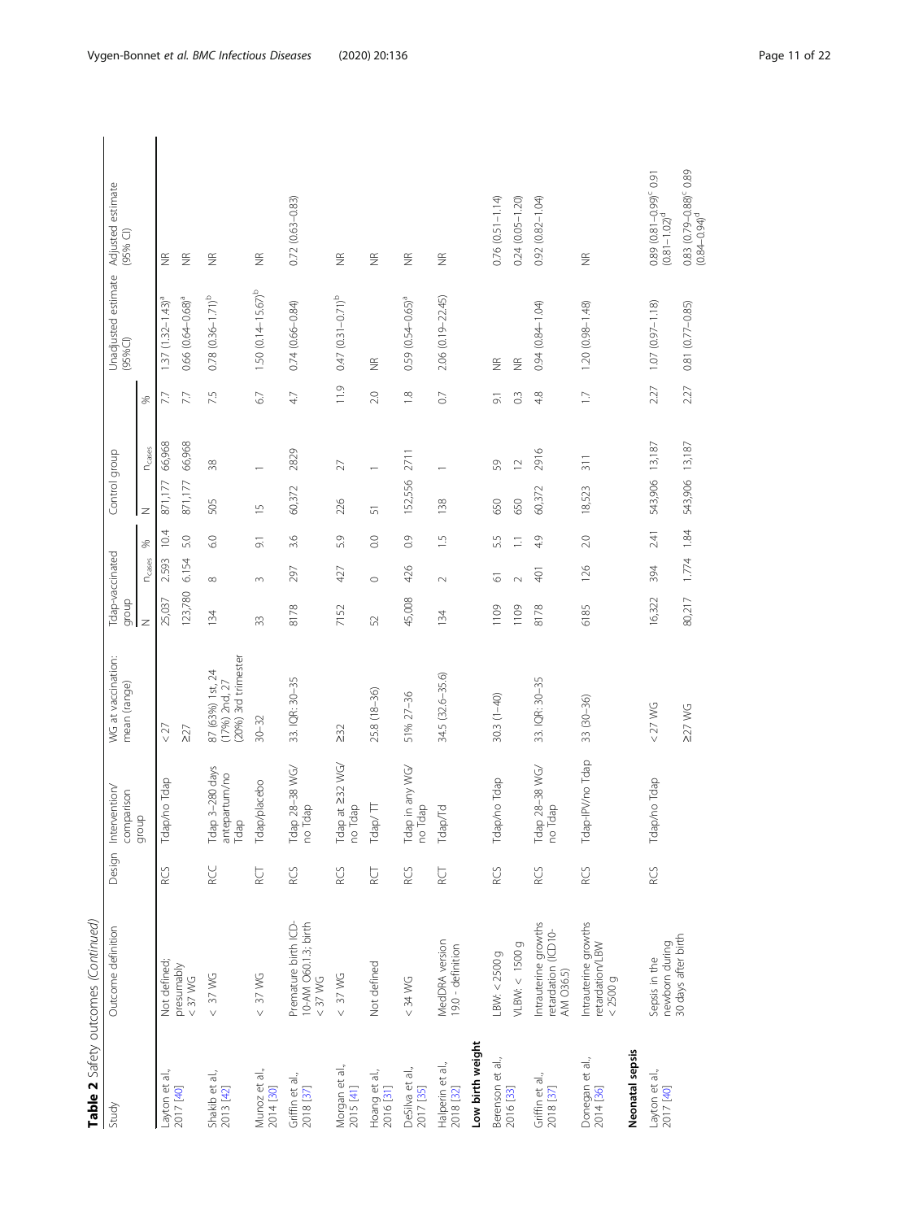**Table 2** Safety outcomes *(Continued)*

| Study | Outcome definition | Design | Intervention/ comparison group | WG at vaccination: mean (range) | Tdap-vaccinated group | | | Control group | | | Unadjusted estimate (95%CI) | Adjusted estimate (95% CI) |
|---|---|---|---|---|---|---|---|---|---|---|---|---|
| | | | | | N | $n_{cases}$ | % | N | $n_{cases}$ | % | | |
| Layton et al., 2017 [40] | Not defined; presumably < 37 WG | RCS | Tdap/no Tdap | < 27 | 25,037 | 2,593 | 10.4 | 871,177 | 66,968 | 7.7 | 1.37 (1.32–1.43)[a] | NR |
| | | | | ≥27 | 123,780 | 6,154 | 5.0 | 871,177 | 66,968 | 7.7 | 0.66 (0.64–0.68)[a] | NR |
| Shakib et al., 2013 [42] | < 37 WG | RCC | Tdap 3–280 days antepartum/no Tdap | 87 (63%) 1st, 24 (17%) 2nd, 27 (20%) 3rd trimester | 134 | 8 | 6.0 | 505 | 38 | 7.5 | 0.78 (0.36–1.71)[b] | NR |
| Munoz et al., 2014 [30] | < 37 WG | RCT | Tdap/placebo | 30–32 | 33 | 3 | 9.1 | 15 | 1 | 6.7 | 1.50 (0.14–15.67)[b] | NR |
| Griffin et al., 2018 [37] | Premature birth ICD-10-AM O60.1.3; birth < 37 WG | RCS | Tdap 28–38 WG/ no Tdap | 33. IQR: 30–35 | 8178 | 297 | 3.6 | 60,372 | 2829 | 4.7 | 0.74 (0.66–0.84) | 0.72 (0.63–0.83) |
| Morgan et al., 2015 [41] | < 37 WG | RCS | Tdap at ≥32 WG/ no Tdap | ≥32 | 7152 | 427 | 5.9 | 226 | 27 | 11.9 | 0.47 (0.31–0.71)[b] | NR |
| Hoang et al., 2016 [31] | Not defined | RCT | Tdap/ TT | 25.8 (18–36) | 52 | 0 | 0.0 | 51 | 1 | 2.0 | NR | NR |
| DeSilva et al., 2017 [35] | < 34 WG | RCS | Tdap in any WG/ no Tdap | 51% 27–36 | 45,008 | 426 | 0.9 | 152,556 | 2711 | 1.8 | 0.59 (0.54–0.65)[a] | NR |
| Halperin et al., 2018 [32] | MedDRA version 19.0 - definition | RCT | Tdap/Td | 34.5 (32.6–35.6) | 134 | 2 | 1.5 | 138 | 1 | 0.7 | 2.06 (0.19–22.45) | NR |
| **Low birth weight** | | | | | | | | | | | | |
| Berenson et al., 2016 [33] | LBW: < 2500 g | RCS | Tdap/no Tdap | 30.3 (1–40) | 1109 | 61 | 5.5 | 650 | 59 | 9.1 | NR | 0.76 (0.51–1.14) |
| | VLBW: < 1500 g | | | | 1109 | 2 | 1.1 | 650 | 12 | 0.3 | NR | 0.24 (0.05–1.20) |
| Griffin et al., 2018 [37] | Intrauterine growths retardation (ICD10-AM O36.5) | RCS | Tdap 28–38 WG/ no Tdap | 33. IQR: 30–35 | 8178 | 401 | 4.9 | 60,372 | 2916 | 4.8 | 0.94 (0.84–1.04) | 0.92 (0.82–1.04) |
| Donegan et al., 2014 [36] | Intrauterine growths retardation/LBW < 2500 g | RCS | Tdap-IPV/no Tdap | 33 (30–36) | 6185 | 126 | 2.0 | 18,523 | 311 | 1.7 | 1.20 (0.98–1.48) | NR |
| **Neonatal sepsis** | | | | | | | | | | | | |
| Layton et al., 2017 [40] | Sepsis in the newborn during 30 days after birth | RCS | Tdap/no Tdap | < 27 WG | 16,322 | 394 | 2.41 | 543,906 | 13,187 | 2.27 | 1.07 (0.97–1.18) | 0.89 (0.81–0.99)[c] 0.91 (0.81–1.02)[d] |
| | | | | ≥27 WG | 80,217 | 1,774 | 1.84 | 543,906 | 13,187 | 2.27 | 0.81 (0.77–0.85) | 0.83 (0.79–0.88)[c] 0.89 (0.84–0.94)[d] |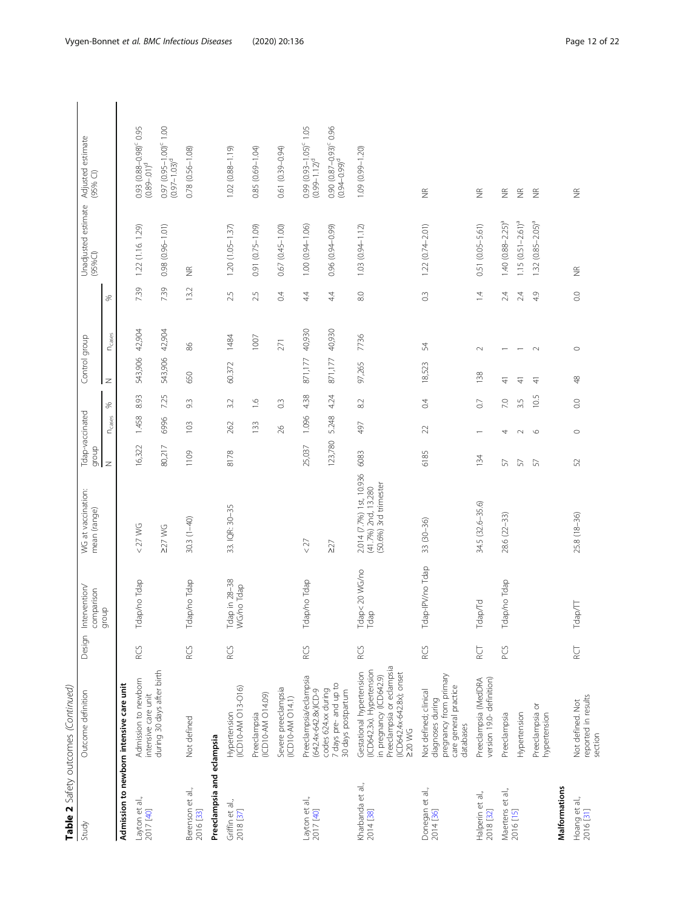**Table 2** Safety outcomes *(Continued)*

| Study | Outcome definition | Design | Intervention/ comparison group | WG at vaccination: mean (range) | Tdap-vaccinated group | | | Control group | | | Unadjusted estimate (95%CI) | Adjusted estimate (95% CI) |
|---|---|---|---|---|---|---|---|---|---|---|---|---|
| | | | | | N | $n_{cases}$ | % | N | $n_{cases}$ | % | | |
| **Admission to newborn intensive care unit** | | | | | | | | | | | | |
| Layton et al., 2017 [40] | Admission to newborn intensive care unit during 30 days after birth | RCS | Tdap/no Tdap | < 27 WG | 16,322 | 1.458 | 8.93 | 543,906 | 42,904 | 7.39 | 1.22 (1.16. 1.29) | 0.93 (0.88–0.98)[c] 0.95 (0.89–.01)[d] |
| | | | | ≥27 WG | 80,217 | 6996 | 7.25 | 543,906 | 42,904 | 7.39 | 0.98 (0.96–1.01) | 0.97 (0.95–1.00)[c] 1.00 (0.97–1.03)[d] |
| Berenson et al., 2016 [33] | Not defined | RCS | Tdap/no Tdap | 30.3 (1–40) | 1109 | 103 | 9.3 | 650 | 86 | 13.2 | NR | 0.78 (0.56–1.08) |
| **Preeclampsia and eclampsia** | | | | | | | | | | | | |
| Griffin et al., 2018 [37] | Hypertension (ICD10-AM O13-O16) | RCS | Tdap in 28–38 WG/no Tdap | 33. IQR: 30–35 | 8178 | 262 | 3.2 | 60.372 | 1484 | 2.5 | 1.20 (1.05–1.37) | 1.02 (0.88–1.19) |
| | Preeclampsia (ICD10-AM O14.09) | | | | | 133 | 1.6 | | 1007 | 2.5 | 0.91 (0.75–1.09) | 0.85 (0.69–1.04) |
| | Severe preeclampsia (ICD10-AM O14.1) | | | | | 26 | 0.3 | | 271 | 0.4 | 0.67 (0.45–1.00) | 0.61 (0.39–0.94) |
| Layton et al., 2017 [40] | Preeclampsia/eclampsia (642.4x-642.8x)ICD-9 codes 624.xx during 7 days pre- and up to 30 days postpartum | RCS | Tdap/no Tdap | < 27 | 25,037 | 1.096 | 4.38 | 871,177 | 40,930 | 4.4 | 1.00 (0.94–1.06) | 0.99 (0.93–1.05)[c] 1.05 (0.99–1.12)[d] |
| | | | | ≥27 | 123,780 | 5.248 | 4.24 | 871,177 | 40,930 | 4.4 | 0.96 (0.94–0.99) | 0.90 (0.87–0.93)[c] 0.96 (0.94–0.99)[d] |
| Kharbanda et al., 2014 [38] | Gestational hypertension (ICD642.3x), Hypertension in pregnancy (ICD642.9) Preeclampsia or eclampsia (ICD642.4x-642.8x); onset ≥20 WG | RCS | Tdap< 20 WG/no Tdap | 2.014 (7.7%) 1st, 10.936 (41.7%) 2nd, 13.280 (50.6%) 3rd trimester | 6083 | 497 | 8.2 | 97,265 | 7736 | 8.0 | 1.03 (0.94–1.12) | 1.09 (0.99–1.20) |
| Donegan et al., 2014 [36] | Not defined; clinical diagnoses during pregnancy from primary care general practice databases | RCS | Tdap-IPV/no Tdap | 33 (30–36) | 6185 | 22 | 0.4 | 18,523 | 54 | 0.3 | 1.22 (0.74–2.01) | NR |
| Halperin et al., 2018 [32] | Preeclampsia (MedDRA version 19.0- definition) | RCT | Tdap/Td | 34.5 (32.6–35.6) | 134 | 1 | 0.7 | 138 | 2 | 1.4 | 0.51 (0.05–5.61) | NR |
| Maertens et al., 2016 [15] | Preeclampsia | PCS | Tdap/no Tdap | 28.6 (22–33) | 57 | 4 | 7.0 | 41 | 1 | 2.4 | 1.40 (0.88–2.25)[a] | NR |
| | Hypertension | | | | 57 | 2 | 3.5 | 41 | 1 | 2.4 | 1.15 (0.51–2.61)[a] | NR |
| | Preeclampsia or hypertension | | | | 57 | 6 | 10.5 | 41 | 2 | 4.9 | 1.32 (0.85–2.05)[a] | NR |
| **Malformations** | | | | | | | | | | | | |
| Hoang et al., 2016 [31] | Not defined. Not reported in results section | RCT | Tdap/TT | 25.8 (18–36) | 52 | 0 | 0.0 | 48 | 0 | 0.0 | NR | NR |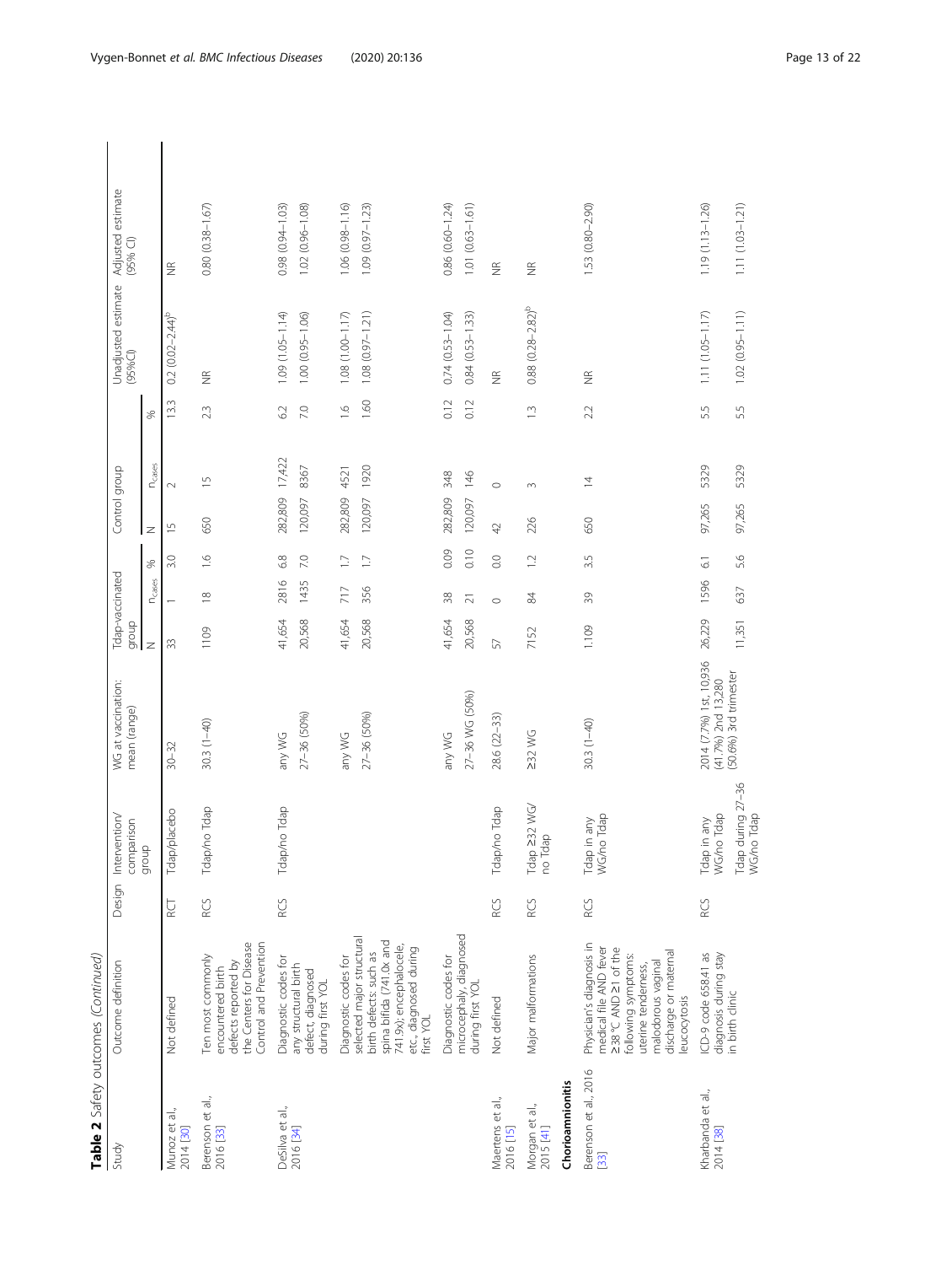**Table 2** Safety outcomes *(Continued)*

| Study | Outcome definition | Design | Intervention/ comparison group | WG at vaccination: mean (range) | Tdap-vaccinated group | | | Control group | | | Unadjusted estimate (95%CI) | Adjusted estimate (95% CI) |
|---|---|---|---|---|---|---|---|---|---|---|---|---|
| | | | | | N | $n_{cases}$ | % | N | $n_{cases}$ | % | | |
| Munoz et al., 2014 [30] | Not defined | RCT | Tdap/placebo | 30–32 | 33 | 1 | 3.0 | 15 | 2 | 13.3 | 0.2 (0.02–2.44)[b] | NR |
| Berenson et al., 2016 [33] | Ten most commonly encountered birth defects reported by the Centers for Disease Control and Prevention | RCS | Tdap/no Tdap | 30.3 (1–40) | 1109 | 18 | 1.6 | 650 | 15 | 2.3 | NR | 0.80 (0.38–1.67) |
| DeSilva et al., 2016 [34] | Diagnostic codes for any structural birth defect, diagnosed during first YOL | RCS | Tdap/no Tdap | any WG | 41,654 | 2816 | 6.8 | 282,809 | 17,422 | 6.2 | 1.09 (1.05–1.14) | 0.98 (0.94–1.03) |
| | | | | 27–36 (50%) | 20,568 | 1435 | 7.0 | 120,097 | 8367 | 7.0 | 1.00 (0.95–1.06) | 1.02 (0.96–1.08) |
| | Diagnostic codes for selected major structural birth defects: such as spina bifida (741.0x and 741.9x); encephalocele, etc., diagnosed during first YOL | | | any WG | 41,654 | 717 | 1.7 | 282,809 | 4521 | 1.6 | 1.08 (1.00–1.17) | 1.06 (0.98–1.16) |
| | | | | 27–36 (50%) | 20,568 | 356 | 1.7 | 120,097 | 1920 | 1.60 | 1.08 (0.97–1.21) | 1.09 (0.97–1.23) |
| | Diagnostic codes for microcephaly, diagnosed during first YOL | | | any WG | 41,654 | 38 | 0.09 | 282,809 | 348 | 0.12 | 0.74 (0.53–1.04) | 0.86 (0.60–1.24) |
| | | | | 27–36 WG (50%) | 20,568 | 21 | 0.10 | 120,097 | 146 | 0.12 | 0.84 (0.53–1.33) | 1.01 (0.63–1.61) |
| Maertens et al., 2016 [15] | Not defined | RCS | Tdap/no Tdap | 28.6 (22–33) | 57 | 0 | 0.0 | 42 | 0 | | NR | NR |
| Morgan et al., 2015 [41] | Major malformations | RCS | Tdap ≥32 WG/ no Tdap | ≥32 WG | 7152 | 84 | 1.2 | 226 | 3 | 1.3 | 0.88 (0.28–2.82)[b] | NR |
| **Chorioamnionitis** | | | | | | | | | | | | |
| Berenson et al., 2016 [33] | Physician's diagnosis in medical file AND fever ≥38 °C AND ≥1 of the following symptoms: uterine tenderness, malodorous vaginal discharge or maternal leucocytosis | RCS | Tdap in any WG/no Tdap | 30.3 (1–40) | 1.109 | 39 | 3.5 | 650 | 14 | 2.2 | NR | 1.53 (0.80–2.90) |
| Kharbanda et al., 2014 [38] | ICD-9 code 658.41 as diagnosis during stay in birth clinic | RCS | Tdap in any WG/no Tdap | 2014 (7.7%) 1st, 10,936 (41.7%) 2nd 13,280 (50.6%) 3rd trimester | 26,229 | 1596 | 6.1 | 97,265 | 5329 | 5.5 | 1.11 (1.05–1.17) | 1.19 (1.13–1.26) |
| | | | Tdap during 27–36 WG/no Tdap | | 11,351 | 637 | 5.6 | 97,265 | 5329 | 5.5 | 1.02 (0.95–1.11) | 1.11 (1.03–1.21) |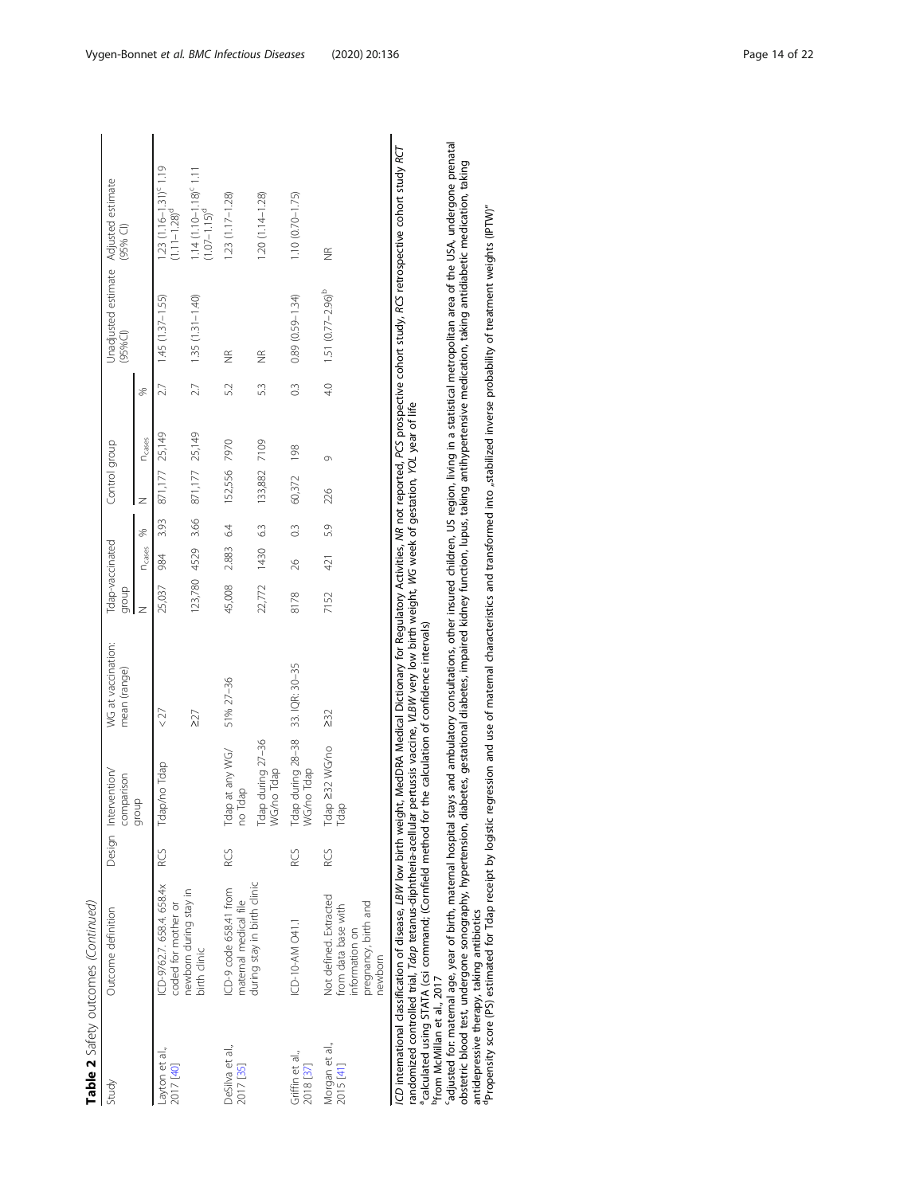**Table 2** Safety outcomes *(Continued)*

| Study | Outcome definition | Design | Intervention/ comparison group | WG at vaccination: mean (range) | Tdap-vaccinated group | | | Control group | | | Unadjusted estimate (95%CI) | Adjusted estimate (95% CI) |
|---|---|---|---|---|---|---|---|---|---|---|---|---|
| | | | | | N | $n_{cases}$ | % | N | $n_{cases}$ | % | | |
| Layton et al., 2017 [40] | ICD-9762.7, 658.4, 658.4x coded for mother or newborn during stay in birth clinic | RCS | Tdap/no Tdap | < 27 | 25,037 | 984 | 3.93 | 871,177 | 25,149 | 2.7 | 1.45 (1.37–1.55) | 1.23 (1.16–1.31)[c] 1.19 (1.11–1.28)[d] |
| | | | | ≥27 | 123,780 | 4529 | 3.66 | 871,177 | 25,149 | 2.7 | 1.35 (1.31–1.40) | 1.14 (1.10–1.18)[c] 1.11 (1.07–1.15)[d] |
| DeSilva et al., 2017 [35] | ICD-9 code 658.41 from maternal medical file during stay in birth clinic | RCS | Tdap at any WG/ no Tdap | 51% 27–36 | 45,008 | 2,883 | 6.4 | 152,556 | 7970 | 5.2 | NR | 1.23 (1.17–1.28) |
| | | | Tdap during 27–36 WG/no Tdap | | 22,772 | 1430 | 6.3 | 133,882 | 7109 | 5.3 | NR | 1.20 (1.14–1.28) |
| Griffin et al., 2018 [37] | ICD-10-AM O41.1 | RCS | Tdap during 28–38 WG/no Tdap | 33. IQR: 30–35 | 8178 | 26 | 0.3 | 60,372 | 198 | 0.3 | 0.89 (0.59–1.34) | 1.10 (0.70–1.75) |
| Morgan et al., 2015 [41] | Not defined. Extracted from data base with information on pregnancy, birth and newborn | RCS | Tdap ≥32 WG/no Tdap | ≥32 | 7152 | 421 | 5.9 | 226 | 9 | 4.0 | 1.51 (0.77–2.96)[b] | NR |

*ICD* international classification of disease, *LBW* low birth weight, MedDRA Medical Dictionary for Regulatory Activities, *NR* not reported, *PCS* prospective cohort study, *RCS* retrospective cohort study *RCT* randomized controlled trial, *Tdap* tetanus-diphtheria-acellular pertussis vaccine, *VLBW* very low birth weight, *WG* week of gestation, *YOL* year of life

[a]calculated using STATA (csi command; (Cornfield method for the calculation of confidence intervals)

[b]from McMillan et al., 2017

[c]adjusted for: maternal age, year of birth, maternal hospital stays and ambulatory consultations, other insured children, US region, living in a statistical metropolitan area of the USA, undergone prenatal obstetric blood test, undergone sonography, hypertension, diabetes, gestational diabetes, impaired kidney function, lupus, taking antihypertensive medication, taking antidiabetic medication, taking antidepressive therapy, taking antibiotics

[d]Propensity score (PS) estimated for Tdap receipt by logistic regression and use of maternal characteristics and transformed into „stabilized inverse probability of treatment weights (IPTW)"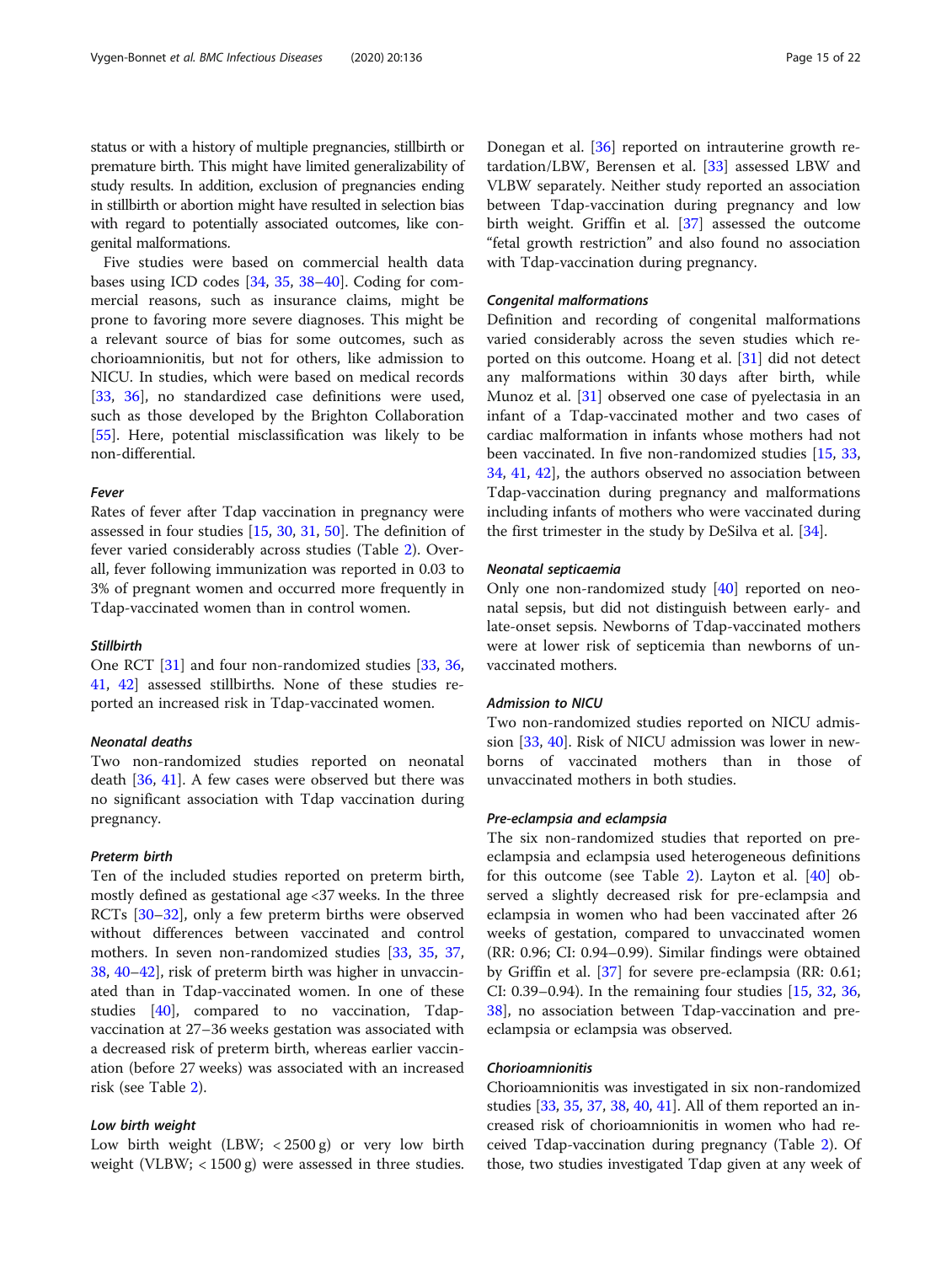status or with a history of multiple pregnancies, stillbirth or premature birth. This might have limited generalizability of study results. In addition, exclusion of pregnancies ending in stillbirth or abortion might have resulted in selection bias with regard to potentially associated outcomes, like congenital malformations.

Five studies were based on commercial health data bases using ICD codes [34, 35, 38–40]. Coding for commercial reasons, such as insurance claims, might be prone to favoring more severe diagnoses. This might be a relevant source of bias for some outcomes, such as chorioamnionitis, but not for others, like admission to NICU. In studies, which were based on medical records [33, 36], no standardized case definitions were used, such as those developed by the Brighton Collaboration [55]. Here, potential misclassification was likely to be non-differential.

#### Fever

Rates of fever after Tdap vaccination in pregnancy were assessed in four studies [15, 30, 31, 50]. The definition of fever varied considerably across studies (Table 2). Overall, fever following immunization was reported in 0.03 to 3% of pregnant women and occurred more frequently in Tdap-vaccinated women than in control women.

#### Stillbirth

One RCT [31] and four non-randomized studies [33, 36, 41, 42] assessed stillbirths. None of these studies reported an increased risk in Tdap-vaccinated women.

#### Neonatal deaths

Two non-randomized studies reported on neonatal death [36, 41]. A few cases were observed but there was no significant association with Tdap vaccination during pregnancy.

#### Preterm birth

Ten of the included studies reported on preterm birth, mostly defined as gestational age <37 weeks. In the three RCTs [30–32], only a few preterm births were observed without differences between vaccinated and control mothers. In seven non-randomized studies [33, 35, 37, 38, 40–42], risk of preterm birth was higher in unvaccinated than in Tdap-vaccinated women. In one of these studies [40], compared to no vaccination, Tdap-vaccination at 27–36 weeks gestation was associated with a decreased risk of preterm birth, whereas earlier vaccination (before 27 weeks) was associated with an increased risk (see Table 2).

#### Low birth weight

Low birth weight (LBW; < 2500 g) or very low birth weight (VLBW; < 1500 g) were assessed in three studies. Donegan et al. [36] reported on intrauterine growth retardation/LBW, Berensen et al. [33] assessed LBW and VLBW separately. Neither study reported an association between Tdap-vaccination during pregnancy and low birth weight. Griffin et al. [37] assessed the outcome "fetal growth restriction" and also found no association with Tdap-vaccination during pregnancy.

#### Congenital malformations

Definition and recording of congenital malformations varied considerably across the seven studies which reported on this outcome. Hoang et al. [31] did not detect any malformations within 30 days after birth, while Munoz et al. [31] observed one case of pyelectasia in an infant of a Tdap-vaccinated mother and two cases of cardiac malformation in infants whose mothers had not been vaccinated. In five non-randomized studies [15, 33, 34, 41, 42], the authors observed no association between Tdap-vaccination during pregnancy and malformations including infants of mothers who were vaccinated during the first trimester in the study by DeSilva et al. [34].

#### Neonatal septicaemia

Only one non-randomized study [40] reported on neonatal sepsis, but did not distinguish between early- and late-onset sepsis. Newborns of Tdap-vaccinated mothers were at lower risk of septicemia than newborns of unvaccinated mothers.

#### Admission to NICU

Two non-randomized studies reported on NICU admission [33, 40]. Risk of NICU admission was lower in newborns of vaccinated mothers than in those of unvaccinated mothers in both studies.

#### Pre-eclampsia and eclampsia

The six non-randomized studies that reported on pre-eclampsia and eclampsia used heterogeneous definitions for this outcome (see Table 2). Layton et al. [40] observed a slightly decreased risk for pre-eclampsia and eclampsia in women who had been vaccinated after 26 weeks of gestation, compared to unvaccinated women (RR: 0.96; CI: 0.94–0.99). Similar findings were obtained by Griffin et al. [37] for severe pre-eclampsia (RR: 0.61; CI: 0.39–0.94). In the remaining four studies [15, 32, 36, 38], no association between Tdap-vaccination and pre-eclampsia or eclampsia was observed.

#### Chorioamnionitis

Chorioamnionitis was investigated in six non-randomized studies [33, 35, 37, 38, 40, 41]. All of them reported an increased risk of chorioamnionitis in women who had received Tdap-vaccination during pregnancy (Table 2). Of those, two studies investigated Tdap given at any week of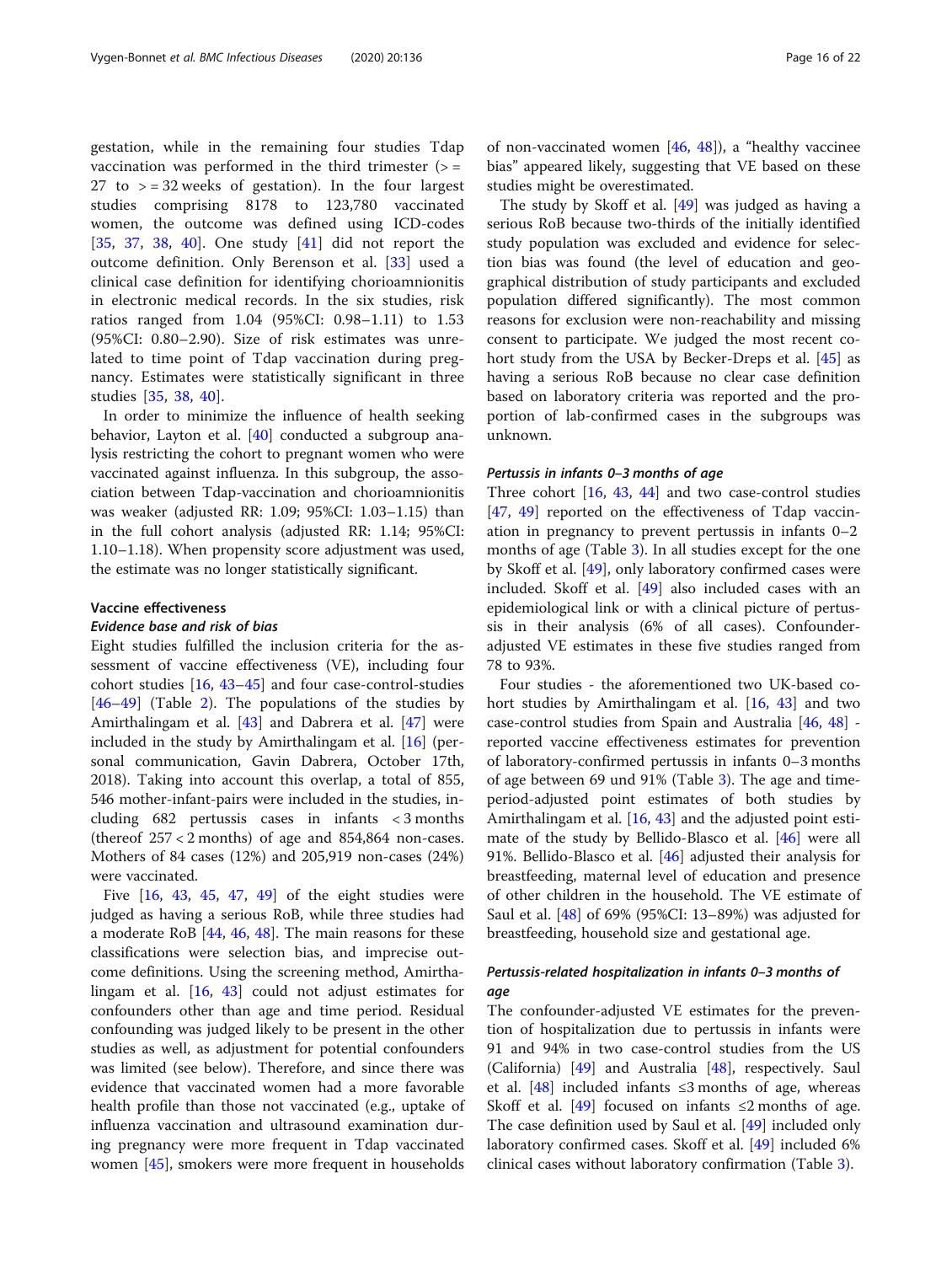gestation, while in the remaining four studies Tdap vaccination was performed in the third trimester (> = 27 to > = 32 weeks of gestation). In the four largest studies comprising 8178 to 123,780 vaccinated women, the outcome was defined using ICD-codes [35, 37, 38, 40]. One study [41] did not report the outcome definition. Only Berenson et al. [33] used a clinical case definition for identifying chorioamnionitis in electronic medical records. In the six studies, risk ratios ranged from 1.04 (95%CI: 0.98–1.11) to 1.53 (95%CI: 0.80–2.90). Size of risk estimates was unrelated to time point of Tdap vaccination during pregnancy. Estimates were statistically significant in three studies [35, 38, 40].

In order to minimize the influence of health seeking behavior, Layton et al. [40] conducted a subgroup analysis restricting the cohort to pregnant women who were vaccinated against influenza. In this subgroup, the association between Tdap-vaccination and chorioamnionitis was weaker (adjusted RR: 1.09; 95%CI: 1.03–1.15) than in the full cohort analysis (adjusted RR: 1.14; 95%CI: 1.10–1.18). When propensity score adjustment was used, the estimate was no longer statistically significant.

### Vaccine effectiveness

#### *Evidence base and risk of bias*

Eight studies fulfilled the inclusion criteria for the assessment of vaccine effectiveness (VE), including four cohort studies [16, 43–45] and four case-control-studies [46–49] (Table 2). The populations of the studies by Amirthalingam et al. [43] and Dabrera et al. [47] were included in the study by Amirthalingam et al. [16] (personal communication, Gavin Dabrera, October 17th, 2018). Taking into account this overlap, a total of 855, 546 mother-infant-pairs were included in the studies, including 682 pertussis cases in infants < 3 months (thereof 257 < 2 months) of age and 854,864 non-cases. Mothers of 84 cases (12%) and 205,919 non-cases (24%) were vaccinated.

Five [16, 43, 45, 47, 49] of the eight studies were judged as having a serious RoB, while three studies had a moderate RoB [44, 46, 48]. The main reasons for these classifications were selection bias, and imprecise outcome definitions. Using the screening method, Amirthalingam et al. [16, 43] could not adjust estimates for confounders other than age and time period. Residual confounding was judged likely to be present in the other studies as well, as adjustment for potential confounders was limited (see below). Therefore, and since there was evidence that vaccinated women had a more favorable health profile than those not vaccinated (e.g., uptake of influenza vaccination and ultrasound examination during pregnancy were more frequent in Tdap vaccinated women [45], smokers were more frequent in households of non-vaccinated women [46, 48]), a "healthy vaccinee bias" appeared likely, suggesting that VE based on these studies might be overestimated.

The study by Skoff et al. [49] was judged as having a serious RoB because two-thirds of the initially identified study population was excluded and evidence for selection bias was found (the level of education and geographical distribution of study participants and excluded population differed significantly). The most common reasons for exclusion were non-reachability and missing consent to participate. We judged the most recent cohort study from the USA by Becker-Dreps et al. [45] as having a serious RoB because no clear case definition based on laboratory criteria was reported and the proportion of lab-confirmed cases in the subgroups was unknown.

#### *Pertussis in infants 0–3 months of age*

Three cohort [16, 43, 44] and two case-control studies [47, 49] reported on the effectiveness of Tdap vaccination in pregnancy to prevent pertussis in infants 0–2 months of age (Table 3). In all studies except for the one by Skoff et al. [49], only laboratory confirmed cases were included. Skoff et al. [49] also included cases with an epidemiological link or with a clinical picture of pertussis in their analysis (6% of all cases). Confounder-adjusted VE estimates in these five studies ranged from 78 to 93%.

Four studies - the aforementioned two UK-based cohort studies by Amirthalingam et al. [16, 43] and two case-control studies from Spain and Australia [46, 48] - reported vaccine effectiveness estimates for prevention of laboratory-confirmed pertussis in infants 0–3 months of age between 69 und 91% (Table 3). The age and time-period-adjusted point estimates of both studies by Amirthalingam et al. [16, 43] and the adjusted point estimate of the study by Bellido-Blasco et al. [46] were all 91%. Bellido-Blasco et al. [46] adjusted their analysis for breastfeeding, maternal level of education and presence of other children in the household. The VE estimate of Saul et al. [48] of 69% (95%CI: 13–89%) was adjusted for breastfeeding, household size and gestational age.

#### *Pertussis-related hospitalization in infants 0–3 months of age*

The confounder-adjusted VE estimates for the prevention of hospitalization due to pertussis in infants were 91 and 94% in two case-control studies from the US (California) [49] and Australia [48], respectively. Saul et al. [48] included infants ≤3 months of age, whereas Skoff et al. [49] focused on infants ≤2 months of age. The case definition used by Saul et al. [49] included only laboratory confirmed cases. Skoff et al. [49] included 6% clinical cases without laboratory confirmation (Table 3).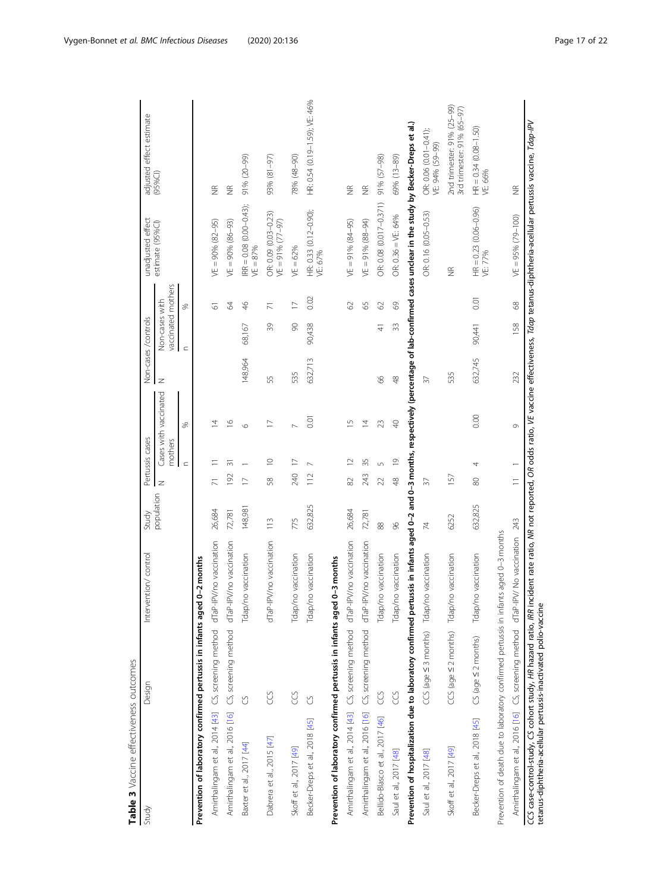**Table 3** Vaccine effectiveness outcomes

| Study | Design | Intervention/ control | Study population | Pertussis cases | Cases with vaccinated mothers | | Non-cases /controls | Non-cases with vaccinated mothers | | unadjusted effect estimate (95%CI) | adjusted effect estimate (95%CI) |
|---|---|---|---|---|---|---|---|---|---|---|---|
| | | | | N | n | % | N | n | % | | |
| **Prevention of laboratory confirmed pertussis in infants aged 0–2 months** | | | | | | | | | | | |
| Amirthalingam et al., 2014 [43] | CS, screening method | dTaP-IPV/no vaccination | 26,684 | 71 | 11 | 14 | | | 61 | VE = 90% (82–95) | NR |
| Amirthalingam et al., 2016 [16] | CS, screening method | dTaP-IPV/no vaccination | 72,781 | 192 | 31 | 16 | | | 64 | VE = 90% (86–93) | NR |
| Baxter et al., 2017 [44] | CS | Tdap/no vaccination | 148,981 | 17 | 1 | 6 | 148,964 | 68,167 | 46 | IRR = 0.08 (0.00–0.43); VE = 87% | 91% (20–99) |
| Dabrera et al., 2015 [47] | CCS | dTaP-IPV/no vaccination | 113 | 58 | 10 | 17 | 55 | 39 | 71 | OR: 0.09 (0.03–0.23) VE = 91% (77–97) | 93% (81–97) |
| Skoff et al., 2017 [49] | CCS | Tdap/no vaccination | 775 | 240 | 17 | 7 | 535 | 90 | 17 | VE = 62% | 78% (48–90) |
| Becker-Dreps et al., 2018 [45] | CS | Tdap/no vaccination | 632,825 | 112 | 7 | 0.01 | 632,713 | 90,438 | 0.02 | HR: 0.33 (0.12–0.90); VE: 67% | HR: 0.54 (0.19–1.59); VE: 46% |
| **Prevention of laboratory confirmed pertussis in infants aged 0–3 months** | | | | | | | | | | | |
| Amirthalingam et al., 2014 [43] | CS, screening method | dTaP-IPV/no vaccination | 26,684 | 82 | 12 | 15 | | | 62 | VE = 91% (84–95) | NR |
| Amirthalingam et al., 2016 [16] | CS, screening method | dTaP-IPV/no vaccination | 72,781 | 243 | 35 | 14 | | | 65 | VE = 91% (88–94) | NR |
| Bellido-Blasco et al., 2017 [46] | CCS | Tdap/no vaccination | 88 | 22 | 5 | 23 | 66 | 41 | 62 | OR: 0.08 (0.017–0.371) | 91% (57–98) |
| Saul et al., 2017 [48] | CCS | Tdap/no vaccination | 96 | 48 | 19 | 40 | 48 | 33 | 69 | OR: 0.36 = VE: 64% | 69% (13–89) |
| **Prevention of hospitalization due to laboratory confirmed pertussis in infants aged 0–2 and 0–3 months, respectively (percentage of lab-confirmed cases unclear in the study by Becker-Dreps et al.)** | | | | | | | | | | | |
| Saul et al., 2017 [48] | CCS (age ≤ 3 months) | Tdap/no vaccination | 74 | 37 | | | 37 | | | OR: 0.16 (0.05–0.53) | OR: 0.06 (0.01–0.41); VE: 94% (59–99) |
| Skoff et al., 2017 [49] | CCS (age ≤ 2 months) | Tdap/no vaccination | 6252 | 157 | | | 535 | | | NR | 2nd trimester: 91% (25–99) 3rd trimester: 91% (65–97) |
| Becker-Dreps et al., 2018 [45] | CS (age ≤ 2 months) | Tdap/no vaccination | 632,825 | 80 | 4 | 0.00 | 632,745 | 90,441 | 0.01 | HR = 0.23 (0.06–0.96) VE: 77% | HR = 0.34 (0.08–1.50) VE: 66% |
| Prevention of death due to laboratory confirmed pertussis in infants aged 0–3 months | | | | | | | | | | | |
| Amirthalingam et al., 2016 [16] | CS, screening method | dTaP-IPV/ No vaccination | 243 | 11 | 1 | 9 | 232 | 158 | 68 | VE = 95% (79–100) | NR |

*CCS* case-control-study, *CS* cohort study, *HR* hazard ratio, *IRR* incident rate ratio, *NR* not reported, *OR* odds ratio, *VE* vaccine effectiveness, *Tdap* tetanus-diphtheria-acellular pertussis vaccine, *Tdap-IPV* tetanus-diphtheria-acellular pertussis-inactivated polio-vaccine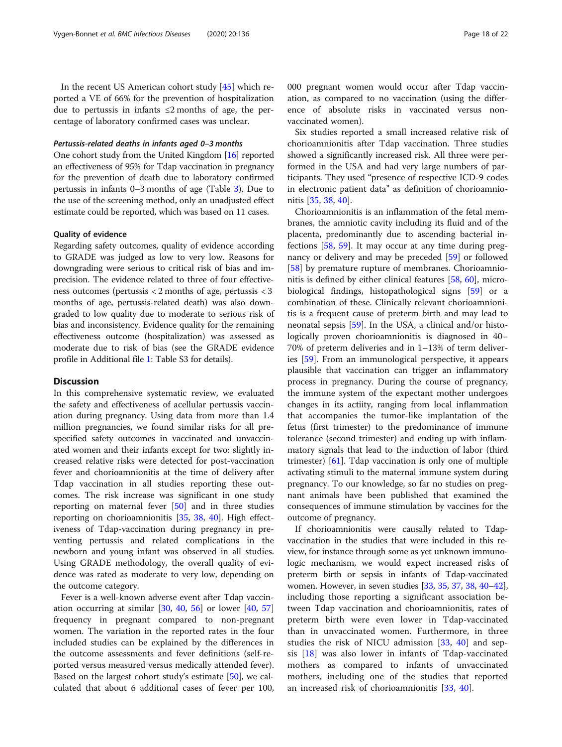In the recent US American cohort study [45] which reported a VE of 66% for the prevention of hospitalization due to pertussis in infants ≤2 months of age, the percentage of laboratory confirmed cases was unclear.

#### *Pertussis-related deaths in infants aged 0–3 months*

One cohort study from the United Kingdom [16] reported an effectiveness of 95% for Tdap vaccination in pregnancy for the prevention of death due to laboratory confirmed pertussis in infants 0–3 months of age (Table 3). Due to the use of the screening method, only an unadjusted effect estimate could be reported, which was based on 11 cases.

### Quality of evidence

Regarding safety outcomes, quality of evidence according to GRADE was judged as low to very low. Reasons for downgrading were serious to critical risk of bias and imprecision. The evidence related to three of four effectiveness outcomes (pertussis < 2 months of age, pertussis < 3 months of age, pertussis-related death) was also downgraded to low quality due to moderate to serious risk of bias and inconsistency. Evidence quality for the remaining effectiveness outcome (hospitalization) was assessed as moderate due to risk of bias (see the GRADE evidence profile in Additional file 1: Table S3 for details).

## Discussion

In this comprehensive systematic review, we evaluated the safety and effectiveness of acellular pertussis vaccination during pregnancy. Using data from more than 1.4 million pregnancies, we found similar risks for all prespecified safety outcomes in vaccinated and unvaccinated women and their infants except for two: slightly increased relative risks were detected for post-vaccination fever and chorioamnionitis at the time of delivery after Tdap vaccination in all studies reporting these outcomes. The risk increase was significant in one study reporting on maternal fever [50] and in three studies reporting on chorioamnionitis [35, 38, 40]. High effectiveness of Tdap-vaccination during pregnancy in preventing pertussis and related complications in the newborn and young infant was observed in all studies. Using GRADE methodology, the overall quality of evidence was rated as moderate to very low, depending on the outcome category.

Fever is a well-known adverse event after Tdap vaccination occurring at similar [30, 40, 56] or lower [40, 57] frequency in pregnant compared to non-pregnant women. The variation in the reported rates in the four included studies can be explained by the differences in the outcome assessments and fever definitions (self-reported versus measured versus medically attended fever). Based on the largest cohort study's estimate [50], we calculated that about 6 additional cases of fever per 100,000 pregnant women would occur after Tdap vaccination, as compared to no vaccination (using the difference of absolute risks in vaccinated versus non-vaccinated women).

Six studies reported a small increased relative risk of chorioamnionitis after Tdap vaccination. Three studies showed a significantly increased risk. All three were performed in the USA and had very large numbers of participants. They used "presence of respective ICD-9 codes in electronic patient data" as definition of chorioamnionitis [35, 38, 40].

Chorioamnionitis is an inflammation of the fetal membranes, the amniotic cavity including its fluid and of the placenta, predominantly due to ascending bacterial infections [58, 59]. It may occur at any time during pregnancy or delivery and may be preceded [59] or followed [58] by premature rupture of membranes. Chorioamnionitis is defined by either clinical features [58, 60], microbiological findings, histopathological signs [59] or a combination of these. Clinically relevant chorioamnionitis is a frequent cause of preterm birth and may lead to neonatal sepsis [59]. In the USA, a clinical and/or histologically proven chorioamnionitis is diagnosed in 40–70% of preterm deliveries and in 1–13% of term deliveries [59]. From an immunological perspective, it appears plausible that vaccination can trigger an inflammatory process in pregnancy. During the course of pregnancy, the immune system of the expectant mother undergoes changes in its actiity, ranging from local inflammation that accompanies the tumor-like implantation of the fetus (first trimester) to the predominance of immune tolerance (second trimester) and ending up with inflammatory signals that lead to the induction of labor (third trimester) [61]. Tdap vaccination is only one of multiple activating stimuli to the maternal immune system during pregnancy. To our knowledge, so far no studies on pregnant animals have been published that examined the consequences of immune stimulation by vaccines for the outcome of pregnancy.

If chorioamnionitis were causally related to Tdap-vaccination in the studies that were included in this review, for instance through some as yet unknown immunologic mechanism, we would expect increased risks of preterm birth or sepsis in infants of Tdap-vaccinated women. However, in seven studies [33, 35, 37, 38, 40–42], including those reporting a significant association between Tdap vaccination and chorioamnionitis, rates of preterm birth were even lower in Tdap-vaccinated than in unvaccinated women. Furthermore, in three studies the risk of NICU admission [33, 40] and sepsis [18] was also lower in infants of Tdap-vaccinated mothers as compared to infants of unvaccinated mothers, including one of the studies that reported an increased risk of chorioamnionitis [33, 40].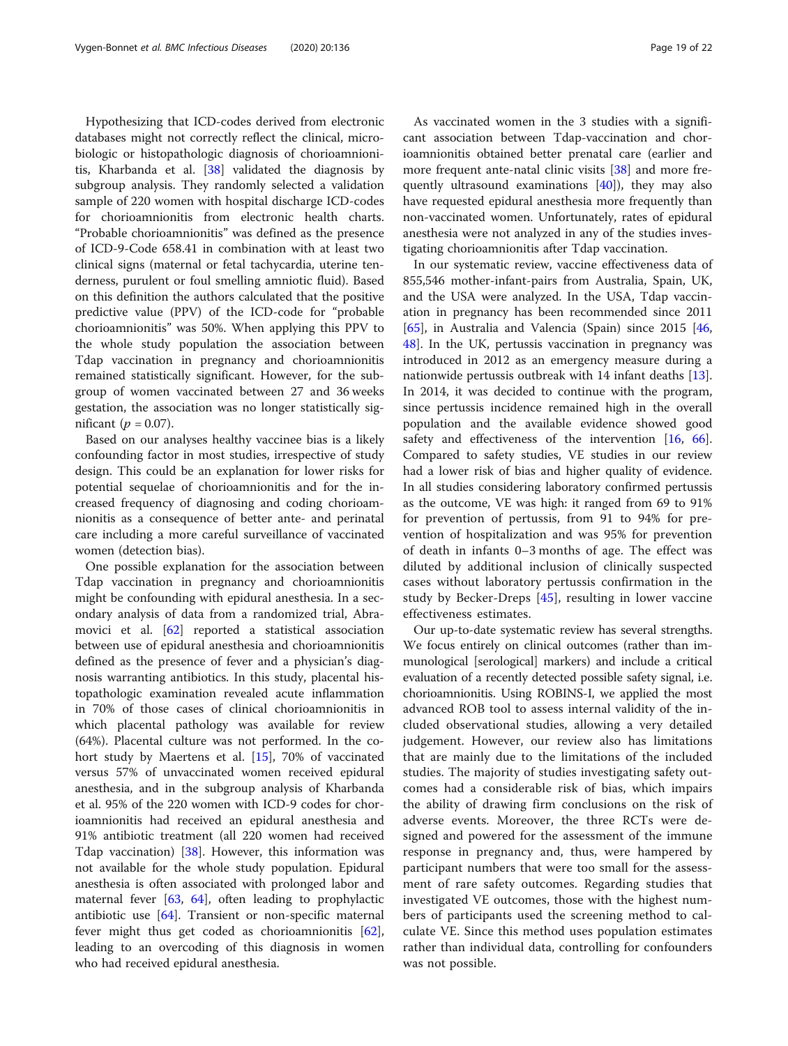Hypothesizing that ICD-codes derived from electronic databases might not correctly reflect the clinical, microbiologic or histopathologic diagnosis of chorioamnionitis, Kharbanda et al. [38] validated the diagnosis by subgroup analysis. They randomly selected a validation sample of 220 women with hospital discharge ICD-codes for chorioamnionitis from electronic health charts. "Probable chorioamnionitis" was defined as the presence of ICD-9-Code 658.41 in combination with at least two clinical signs (maternal or fetal tachycardia, uterine tenderness, purulent or foul smelling amniotic fluid). Based on this definition the authors calculated that the positive predictive value (PPV) of the ICD-code for "probable chorioamnionitis" was 50%. When applying this PPV to the whole study population the association between Tdap vaccination in pregnancy and chorioamnionitis remained statistically significant. However, for the subgroup of women vaccinated between 27 and 36 weeks gestation, the association was no longer statistically significant ($p = 0.07$).

Based on our analyses healthy vaccinee bias is a likely confounding factor in most studies, irrespective of study design. This could be an explanation for lower risks for potential sequelae of chorioamnionitis and for the increased frequency of diagnosing and coding chorioamnionitis as a consequence of better ante- and perinatal care including a more careful surveillance of vaccinated women (detection bias).

One possible explanation for the association between Tdap vaccination in pregnancy and chorioamnionitis might be confounding with epidural anesthesia. In a secondary analysis of data from a randomized trial, Abramovici et al. [62] reported a statistical association between use of epidural anesthesia and chorioamnionitis defined as the presence of fever and a physician's diagnosis warranting antibiotics. In this study, placental histopathologic examination revealed acute inflammation in 70% of those cases of clinical chorioamnionitis in which placental pathology was available for review (64%). Placental culture was not performed. In the cohort study by Maertens et al. [15], 70% of vaccinated versus 57% of unvaccinated women received epidural anesthesia, and in the subgroup analysis of Kharbanda et al. 95% of the 220 women with ICD-9 codes for chorioamnionitis had received an epidural anesthesia and 91% antibiotic treatment (all 220 women had received Tdap vaccination) [38]. However, this information was not available for the whole study population. Epidural anesthesia is often associated with prolonged labor and maternal fever [63, 64], often leading to prophylactic antibiotic use [64]. Transient or non-specific maternal fever might thus get coded as chorioamnionitis [62], leading to an overcoding of this diagnosis in women who had received epidural anesthesia.

As vaccinated women in the 3 studies with a significant association between Tdap-vaccination and chorioamnionitis obtained better prenatal care (earlier and more frequent ante-natal clinic visits [38] and more frequently ultrasound examinations [40]), they may also have requested epidural anesthesia more frequently than non-vaccinated women. Unfortunately, rates of epidural anesthesia were not analyzed in any of the studies investigating chorioamnionitis after Tdap vaccination.

In our systematic review, vaccine effectiveness data of 855,546 mother-infant-pairs from Australia, Spain, UK, and the USA were analyzed. In the USA, Tdap vaccination in pregnancy has been recommended since 2011 [65], in Australia and Valencia (Spain) since 2015 [46, 48]. In the UK, pertussis vaccination in pregnancy was introduced in 2012 as an emergency measure during a nationwide pertussis outbreak with 14 infant deaths [13]. In 2014, it was decided to continue with the program, since pertussis incidence remained high in the overall population and the available evidence showed good safety and effectiveness of the intervention [16, 66]. Compared to safety studies, VE studies in our review had a lower risk of bias and higher quality of evidence. In all studies considering laboratory confirmed pertussis as the outcome, VE was high: it ranged from 69 to 91% for prevention of pertussis, from 91 to 94% for prevention of hospitalization and was 95% for prevention of death in infants 0–3 months of age. The effect was diluted by additional inclusion of clinically suspected cases without laboratory pertussis confirmation in the study by Becker-Dreps [45], resulting in lower vaccine effectiveness estimates.

Our up-to-date systematic review has several strengths. We focus entirely on clinical outcomes (rather than immunological [serological] markers) and include a critical evaluation of a recently detected possible safety signal, i.e. chorioamnionitis. Using ROBINS-I, we applied the most advanced ROB tool to assess internal validity of the included observational studies, allowing a very detailed judgement. However, our review also has limitations that are mainly due to the limitations of the included studies. The majority of studies investigating safety outcomes had a considerable risk of bias, which impairs the ability of drawing firm conclusions on the risk of adverse events. Moreover, the three RCTs were designed and powered for the assessment of the immune response in pregnancy and, thus, were hampered by participant numbers that were too small for the assessment of rare safety outcomes. Regarding studies that investigated VE outcomes, those with the highest numbers of participants used the screening method to calculate VE. Since this method uses population estimates rather than individual data, controlling for confounders was not possible.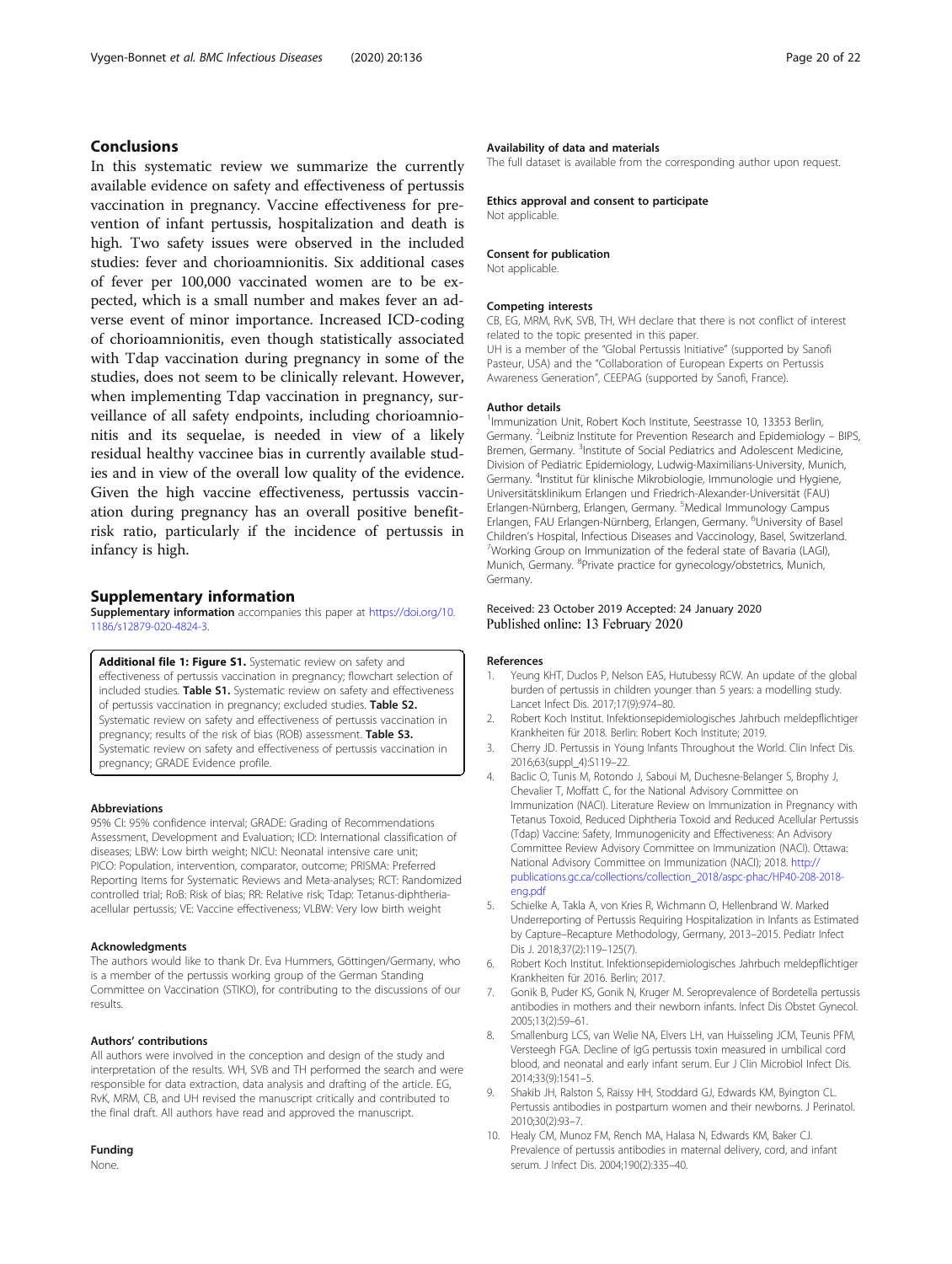## Conclusions

In this systematic review we summarize the currently available evidence on safety and effectiveness of pertussis vaccination in pregnancy. Vaccine effectiveness for prevention of infant pertussis, hospitalization and death is high. Two safety issues were observed in the included studies: fever and chorioamnionitis. Six additional cases of fever per 100,000 vaccinated women are to be expected, which is a small number and makes fever an adverse event of minor importance. Increased ICD-coding of chorioamnionitis, even though statistically associated with Tdap vaccination during pregnancy in some of the studies, does not seem to be clinically relevant. However, when implementing Tdap vaccination in pregnancy, surveillance of all safety endpoints, including chorioamnionitis and its sequelae, is needed in view of a likely residual healthy vaccinee bias in currently available studies and in view of the overall low quality of the evidence. Given the high vaccine effectiveness, pertussis vaccination during pregnancy has an overall positive benefit-risk ratio, particularly if the incidence of pertussis in infancy is high.

## Supplementary information

**Supplementary information** accompanies this paper at https://doi.org/10.1186/s12879-020-4824-3.

**Additional file 1: Figure S1.** Systematic review on safety and effectiveness of pertussis vaccination in pregnancy; flowchart selection of included studies. **Table S1.** Systematic review on safety and effectiveness of pertussis vaccination in pregnancy; excluded studies. **Table S2.** Systematic review on safety and effectiveness of pertussis vaccination in pregnancy; results of the risk of bias (ROB) assessment. **Table S3.** Systematic review on safety and effectiveness of pertussis vaccination in pregnancy; GRADE Evidence profile.

#### Abbreviations

95% CI: 95% confidence interval; GRADE: Grading of Recommendations Assessment, Development and Evaluation; ICD: International classification of diseases; LBW: Low birth weight; NICU: Neonatal intensive care unit; PICO: Population, intervention, comparator, outcome; PRISMA: Preferred Reporting Items for Systematic Reviews and Meta-analyses; RCT: Randomized controlled trial; RoB: Risk of bias; RR: Relative risk; Tdap: Tetanus-diphtheria-acellular pertussis; VE: Vaccine effectiveness; VLBW: Very low birth weight

#### Acknowledgments

The authors would like to thank Dr. Eva Hummers, Göttingen/Germany, who is a member of the pertussis working group of the German Standing Committee on Vaccination (STIKO), for contributing to the discussions of our results.

#### Authors' contributions

All authors were involved in the conception and design of the study and interpretation of the results. WH, SVB and TH performed the search and were responsible for data extraction, data analysis and drafting of the article. EG, RvK, MRM, CB, and UH revised the manuscript critically and contributed to the final draft. All authors have read and approved the manuscript.

#### Funding

None.

#### Availability of data and materials

The full dataset is available from the corresponding author upon request.

#### Ethics approval and consent to participate

Not applicable.

#### Consent for publication

Not applicable.

#### Competing interests

CB, EG, MRM, RvK, SVB, TH, WH declare that there is not conflict of interest related to the topic presented in this paper.
UH is a member of the "Global Pertussis Initiative" (supported by Sanofi Pasteur, USA) and the "Collaboration of European Experts on Pertussis Awareness Generation", CEEPAG (supported by Sanofi, France).

#### Author details

[1]Immunization Unit, Robert Koch Institute, Seestrasse 10, 13353 Berlin, Germany. [2]Leibniz Institute for Prevention Research and Epidemiology – BIPS, Bremen, Germany. [3]Institute of Social Pediatrics and Adolescent Medicine, Division of Pediatric Epidemiology, Ludwig-Maximilians-University, Munich, Germany. [4]Institut für klinische Mikrobiologie, Immunologie und Hygiene, Universitätsklinikum Erlangen und Friedrich-Alexander-Universität (FAU) Erlangen-Nürnberg, Erlangen, Germany. [5]Medical Immunology Campus Erlangen, FAU Erlangen-Nürnberg, Erlangen, Germany. [6]University of Basel Children's Hospital, Infectious Diseases and Vaccinology, Basel, Switzerland. [7]Working Group on Immunization of the federal state of Bavaria (LAGI), Munich, Germany. [8]Private practice for gynecology/obstetrics, Munich, Germany.

Received: 23 October 2019 Accepted: 24 January 2020
Published online: 13 February 2020

#### References

1. Yeung KHT, Duclos P, Nelson EAS, Hutubessy RCW. An update of the global burden of pertussis in children younger than 5 years: a modelling study. Lancet Infect Dis. 2017;17(9):974–80.
2. Robert Koch Institut. Infektionsepidemiologisches Jahrbuch meldepflichtiger Krankheiten für 2018. Berlin: Robert Koch Institute; 2019.
3. Cherry JD. Pertussis in Young Infants Throughout the World. Clin Infect Dis. 2016;63(suppl_4):S119–22.
4. Baclic O, Tunis M, Rotondo J, Saboui M, Duchesne-Belanger S, Brophy J, Chevalier T, Moffatt C, for the National Advisory Committee on Immunization (NACI). Literature Review on Immunization in Pregnancy with Tetanus Toxoid, Reduced Diphtheria Toxoid and Reduced Acellular Pertussis (Tdap) Vaccine: Safety, Immunogenicity and Effectiveness: An Advisory Committee Review Advisory Committee on Immunization (NACI). Ottawa: National Advisory Committee on Immunization (NACI); 2018. http://publications.gc.ca/collections/collection_2018/aspc-phac/HP40-208-2018-eng.pdf
5. Schielke A, Takla A, von Kries R, Wichmann O, Hellenbrand W. Marked Underreporting of Pertussis Requiring Hospitalization in Infants as Estimated by Capture–Recapture Methodology, Germany, 2013–2015. Pediatr Infect Dis J. 2018;37(2):119–125(7).
6. Robert Koch Institut. Infektionsepidemiologisches Jahrbuch meldepflichtiger Krankheiten für 2016. Berlin; 2017.
7. Gonik B, Puder KS, Gonik N, Kruger M. Seroprevalence of Bordetella pertussis antibodies in mothers and their newborn infants. Infect Dis Obstet Gynecol. 2005;13(2):59–61.
8. Smallenburg LCS, van Welie NA, Elvers LH, van Huisseling JCM, Teunis PFM, Versteegh FGA. Decline of IgG pertussis toxin measured in umbilical cord blood, and neonatal and early infant serum. Eur J Clin Microbiol Infect Dis. 2014;33(9):1541–5.
9. Shakib JH, Ralston S, Raissy HH, Stoddard GJ, Edwards KM, Byington CL. Pertussis antibodies in postpartum women and their newborns. J Perinatol. 2010;30(2):93–7.
10. Healy CM, Munoz FM, Rench MA, Halasa N, Edwards KM, Baker CJ. Prevalence of pertussis antibodies in maternal delivery, cord, and infant serum. J Infect Dis. 2004;190(2):335–40.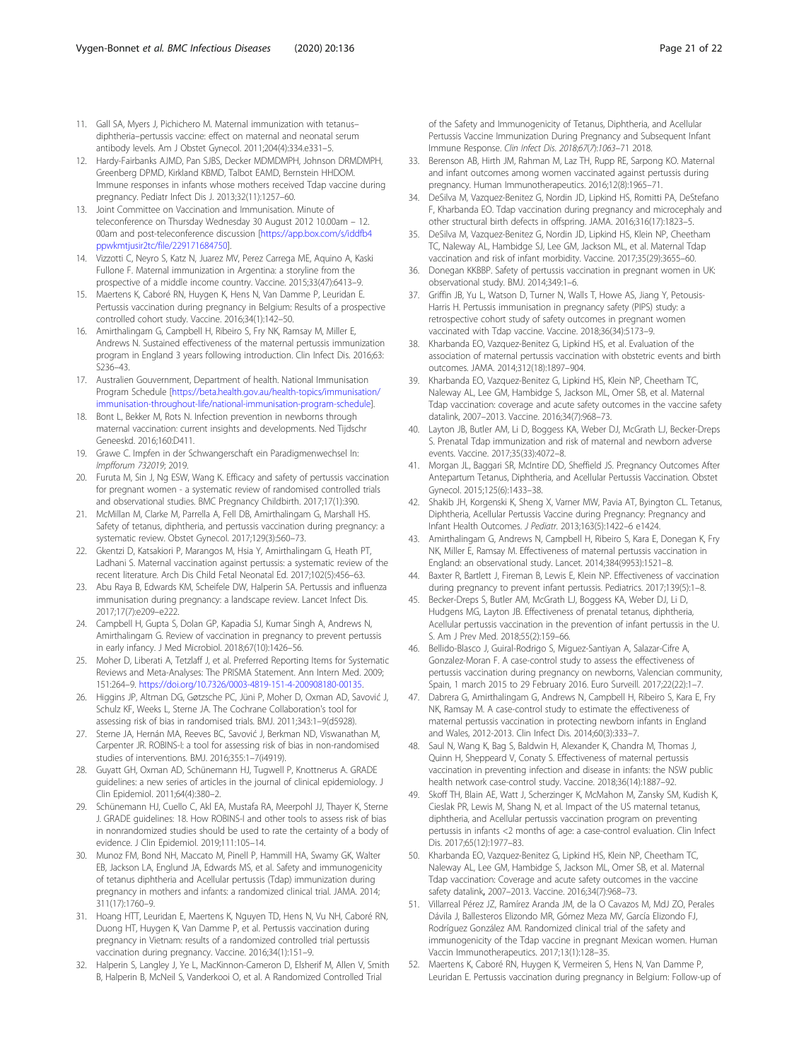11. Gall SA, Myers J, Pichichero M. Maternal immunization with tetanus–diphtheria–pertussis vaccine: effect on maternal and neonatal serum antibody levels. Am J Obstet Gynecol. 2011;204(4):334.e331–5.
12. Hardy-Fairbanks AJMD, Pan SJBS, Decker MDMDMPH, Johnson DRMDMPH, Greenberg DPMD, Kirkland KBMD, Talbot EAMD, Bernstein HHDOM. Immune responses in infants whose mothers received Tdap vaccine during pregnancy. Pediatr Infect Dis J. 2013;32(11):1257–60.
13. Joint Committee on Vaccination and Immunisation. Minute of teleconference on Thursday Wednesday 30 August 2012 10.00am – 12. 00am and post-teleconference discussion [https://app.box.com/s/iddfb4ppwkmtjusir2tc/file/229171684750].
14. Vizzotti C, Neyro S, Katz N, Juarez MV, Perez Carrega ME, Aquino A, Kaski Fullone F. Maternal immunization in Argentina: a storyline from the prospective of a middle income country. Vaccine. 2015;33(47):6413–9.
15. Maertens K, Caboré RN, Huygen K, Hens N, Van Damme P, Leuridan E. Pertussis vaccination during pregnancy in Belgium: Results of a prospective controlled cohort study. Vaccine. 2016;34(1):142–50.
16. Amirthalingam G, Campbell H, Ribeiro S, Fry NK, Ramsay M, Miller E, Andrews N. Sustained effectiveness of the maternal pertussis immunization program in England 3 years following introduction. Clin Infect Dis. 2016;63: S236–43.
17. Australien Gouvernment, Department of health. National Immunisation Program Schedule [https://beta.health.gov.au/health-topics/immunisation/immunisation-throughout-life/national-immunisation-program-schedule].
18. Bont L, Bekker M, Rots N. Infection prevention in newborns through maternal vaccination: current insights and developments. Ned Tijdschr Geneeskd. 2016;160:D411.
19. Grawe C. Impfen in der Schwangerschaft ein Paradigmenwechsel In: *Impfforum 732019*; 2019.
20. Furuta M, Sin J, Ng ESW, Wang K. Efficacy and safety of pertussis vaccination for pregnant women - a systematic review of randomised controlled trials and observational studies. BMC Pregnancy Childbirth. 2017;17(1):390.
21. McMillan M, Clarke M, Parrella A, Fell DB, Amirthalingam G, Marshall HS. Safety of tetanus, diphtheria, and pertussis vaccination during pregnancy: a systematic review. Obstet Gynecol. 2017;129(3):560–73.
22. Gkentzi D, Katsakiori P, Marangos M, Hsia Y, Amirthalingam G, Heath PT, Ladhani S. Maternal vaccination against pertussis: a systematic review of the recent literature. Arch Dis Child Fetal Neonatal Ed. 2017;102(5):456–63.
23. Abu Raya B, Edwards KM, Scheifele DW, Halperin SA. Pertussis and influenza immunisation during pregnancy: a landscape review. Lancet Infect Dis. 2017;17(7):e209–e222.
24. Campbell H, Gupta S, Dolan GP, Kapadia SJ, Kumar Singh A, Andrews N, Amirthalingam G. Review of vaccination in pregnancy to prevent pertussis in early infancy. J Med Microbiol. 2018;67(10):1426–56.
25. Moher D, Liberati A, Tetzlaff J, et al. Preferred Reporting Items for Systematic Reviews and Meta-Analyses: The PRISMA Statement. Ann Intern Med. 2009; 151:264–9. https://doi.org/10.7326/0003-4819-151-4-200908180-00135.
26. Higgins JP, Altman DG, Gøtzsche PC, Jüni P, Moher D, Oxman AD, Savović J, Schulz KF, Weeks L, Sterne JA. The Cochrane Collaboration's tool for assessing risk of bias in randomised trials. BMJ. 2011;343:1–9(d5928).
27. Sterne JA, Hernán MA, Reeves BC, Savović J, Berkman ND, Viswanathan M, Carpenter JR. ROBINS-I: a tool for assessing risk of bias in non-randomised studies of interventions. BMJ. 2016;355:1–7(i4919).
28. Guyatt GH, Oxman AD, Schünemann HJ, Tugwell P, Knottnerus A. GRADE guidelines: a new series of articles in the journal of clinical epidemiology. J Clin Epidemiol. 2011;64(4):380–2.
29. Schünemann HJ, Cuello C, Akl EA, Mustafa RA, Meerpohl JJ, Thayer K, Sterne J. GRADE guidelines: 18. How ROBINS-I and other tools to assess risk of bias in nonrandomized studies should be used to rate the certainty of a body of evidence. J Clin Epidemiol. 2019;111:105–14.
30. Munoz FM, Bond NH, Maccato M, Pinell P, Hammill HA, Swamy GK, Walter EB, Jackson LA, Englund JA, Edwards MS, et al. Safety and immunogenicity of tetanus diphtheria and Acellular pertussis (Tdap) immunization during pregnancy in mothers and infants: a randomized clinical trial. JAMA. 2014; 311(17):1760–9.
31. Hoang HTT, Leuridan E, Maertens K, Nguyen TD, Hens N, Vu NH, Caboré RN, Duong HT, Huygen K, Van Damme P, et al. Pertussis vaccination during pregnancy in Vietnam: results of a randomized controlled trial pertussis vaccination during pregnancy. Vaccine. 2016;34(1):151–9.
32. Halperin S, Langley J, Ye L, MacKinnon-Cameron D, Elsherif M, Allen V, Smith B, Halperin B, McNeil S, Vanderkooi O, et al. A Randomized Controlled Trial of the Safety and Immunogenicity of Tetanus, Diphtheria, and Acellular Pertussis Vaccine Immunization During Pregnancy and Subsequent Infant Immune Response. *Clin Infect Dis. 2018;67(7):1063–71* 2018.
33. Berenson AB, Hirth JM, Rahman M, Laz TH, Rupp RE, Sarpong KO. Maternal and infant outcomes among women vaccinated against pertussis during pregnancy. Human Immunotherapeutics. 2016;12(8):1965–71.
34. DeSilva M, Vazquez-Benitez G, Nordin JD, Lipkind HS, Romitti PA, DeStefano F, Kharbanda EO. Tdap vaccination during pregnancy and microcephaly and other structural birth defects in offspring. JAMA. 2016;316(17):1823–5.
35. DeSilva M, Vazquez-Benitez G, Nordin JD, Lipkind HS, Klein NP, Cheetham TC, Naleway AL, Hambidge SJ, Lee GM, Jackson ML, et al. Maternal Tdap vaccination and risk of infant morbidity. Vaccine. 2017;35(29):3655–60.
36. Donegan KKBBP. Safety of pertussis vaccination in pregnant women in UK: observational study. BMJ. 2014;349:1–6.
37. Griffin JB, Yu L, Watson D, Turner N, Walls T, Howe AS, Jiang Y, Petousis-Harris H. Pertussis immunisation in pregnancy safety (PIPS) study: a retrospective cohort study of safety outcomes in pregnant women vaccinated with Tdap vaccine. Vaccine. 2018;36(34):5173–9.
38. Kharbanda EO, Vazquez-Benitez G, Lipkind HS, et al. Evaluation of the association of maternal pertussis vaccination with obstetric events and birth outcomes. JAMA. 2014;312(18):1897–904.
39. Kharbanda EO, Vazquez-Benitez G, Lipkind HS, Klein NP, Cheetham TC, Naleway AL, Lee GM, Hambidge S, Jackson ML, Omer SB, et al. Maternal Tdap vaccination: coverage and acute safety outcomes in the vaccine safety datalink, 2007–2013. Vaccine. 2016;34(7):968–73.
40. Layton JB, Butler AM, Li D, Boggess KA, Weber DJ, McGrath LJ, Becker-Dreps S. Prenatal Tdap immunization and risk of maternal and newborn adverse events. Vaccine. 2017;35(33):4072–8.
41. Morgan JL, Baggari SR, McIntire DD, Sheffield JS. Pregnancy Outcomes After Antepartum Tetanus, Diphtheria, and Acellular Pertussis Vaccination. Obstet Gynecol. 2015;125(6):1433–38.
42. Shakib JH, Korgenski K, Sheng X, Varner MW, Pavia AT, Byington CL. Tetanus, Diphtheria, Acellular Pertussis Vaccine during Pregnancy: Pregnancy and Infant Health Outcomes. *J Pediatr*. 2013;163(5):1422–6 e1424.
43. Amirthalingam G, Andrews N, Campbell H, Ribeiro S, Kara E, Donegan K, Fry NK, Miller E, Ramsay M. Effectiveness of maternal pertussis vaccination in England: an observational study. Lancet. 2014;384(9953):1521–8.
44. Baxter R, Bartlett J, Fireman B, Lewis E, Klein NP. Effectiveness of vaccination during pregnancy to prevent infant pertussis. Pediatrics. 2017;139(5):1–8.
45. Becker-Dreps S, Butler AM, McGrath LJ, Boggess KA, Weber DJ, Li D, Hudgens MG, Layton JB. Effectiveness of prenatal tetanus, diphtheria, Acellular pertussis vaccination in the prevention of infant pertussis in the U. S. Am J Prev Med. 2018;55(2):159–66.
46. Bellido-Blasco J, Guiral-Rodrigo S, Miguez-Santiyan A, Salazar-Cifre A, Gonzalez-Moran F. A case-control study to assess the effectiveness of pertussis vaccination during pregnancy on newborns, Valencian community, Spain, 1 march 2015 to 29 February 2016. Euro Surveill. 2017;22(22):1–7.
47. Dabrera G, Amirthalingam G, Andrews N, Campbell H, Ribeiro S, Kara E, Fry NK, Ramsay M. A case-control study to estimate the effectiveness of maternal pertussis vaccination in protecting newborn infants in England and Wales, 2012-2013. Clin Infect Dis. 2014;60(3):333–7.
48. Saul N, Wang K, Bag S, Baldwin H, Alexander K, Chandra M, Thomas J, Quinn H, Sheppeard V, Conaty S. Effectiveness of maternal pertussis vaccination in preventing infection and disease in infants: the NSW public health network case-control study. Vaccine. 2018;36(14):1887–92.
49. Skoff TH, Blain AE, Watt J, Scherzinger K, McMahon M, Zansky SM, Kudish K, Cieslak PR, Lewis M, Shang N, et al. Impact of the US maternal tetanus, diphtheria, and Acellular pertussis vaccination program on preventing pertussis in infants <2 months of age: a case-control evaluation. Clin Infect Dis. 2017;65(12):1977–83.
50. Kharbanda EO, Vazquez-Benitez G, Lipkind HS, Klein NP, Cheetham TC, Naleway AL, Lee GM, Hambidge S, Jackson ML, Omer SB, et al. Maternal Tdap vaccination: Coverage and acute safety outcomes in the vaccine safety datalink**,** 2007–2013. Vaccine. 2016;34(7):968–73.
51. Villarreal Pérez JZ, Ramírez Aranda JM, de la O Cavazos M, MdJ ZO, Perales Dávila J, Ballesteros Elizondo MR, Gómez Meza MV, García Elizondo FJ, Rodríguez González AM. Randomized clinical trial of the safety and immunogenicity of the Tdap vaccine in pregnant Mexican women. Human Vaccin Immunotherapeutics. 2017;13(1):128–35.
52. Maertens K, Caboré RN, Huygen K, Vermeiren S, Hens N, Van Damme P, Leuridan E. Pertussis vaccination during pregnancy in Belgium: Follow-up of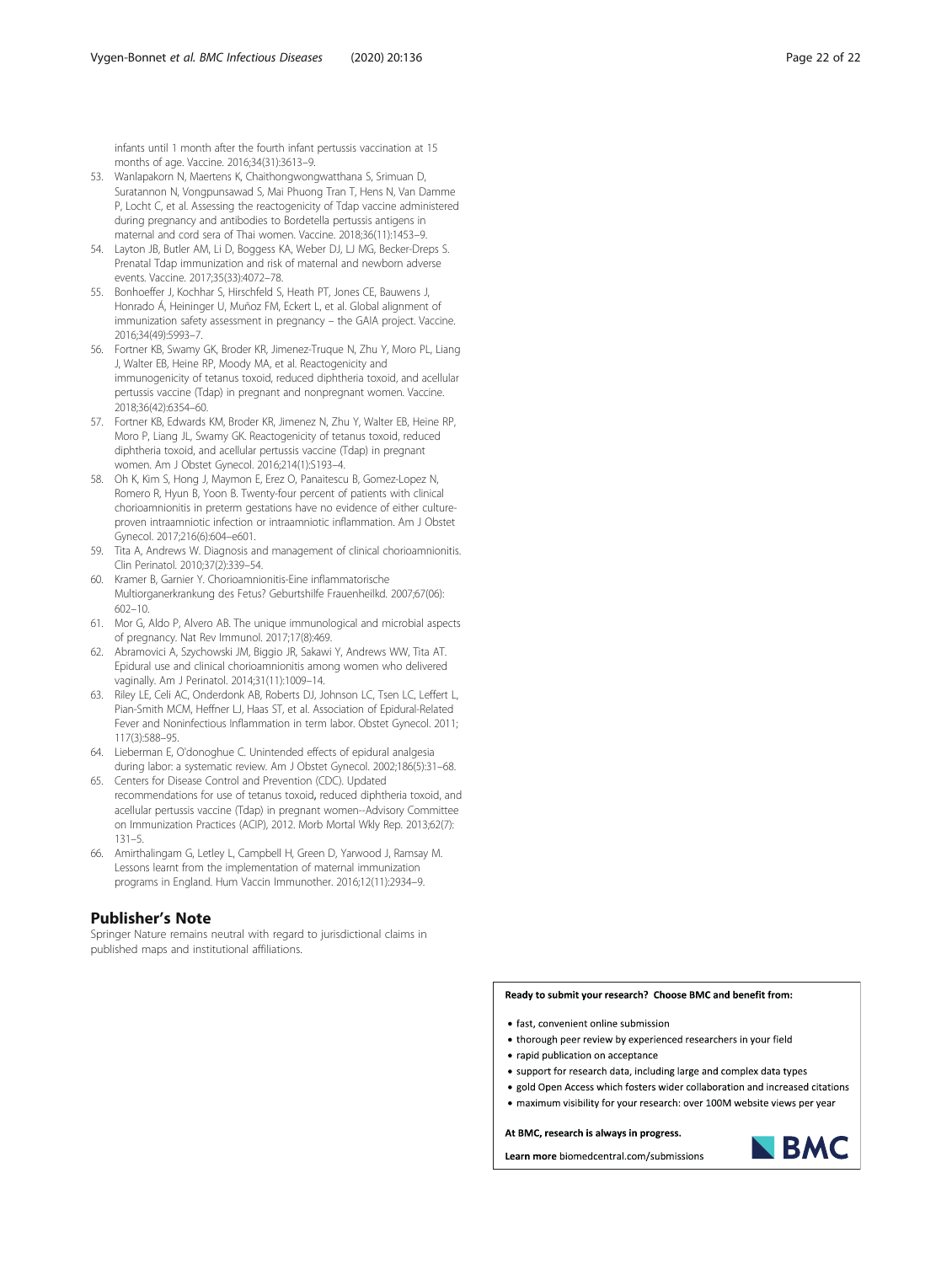infants until 1 month after the fourth infant pertussis vaccination at 15 months of age. Vaccine. 2016;34(31):3613–9.

53. Wanlapakorn N, Maertens K, Chaithongwongwatthana S, Srimuan D, Suratannon N, Vongpunsawad S, Mai Phuong Tran T, Hens N, Van Damme P, Locht C, et al. Assessing the reactogenicity of Tdap vaccine administered during pregnancy and antibodies to Bordetella pertussis antigens in maternal and cord sera of Thai women. Vaccine. 2018;36(11):1453–9.
54. Layton JB, Butler AM, Li D, Boggess KA, Weber DJ, LJ MG, Becker-Dreps S. Prenatal Tdap immunization and risk of maternal and newborn adverse events. Vaccine. 2017;35(33):4072–78.
55. Bonhoeffer J, Kochhar S, Hirschfeld S, Heath PT, Jones CE, Bauwens J, Honrado Á, Heininger U, Muñoz FM, Eckert L, et al. Global alignment of immunization safety assessment in pregnancy – the GAIA project. Vaccine. 2016;34(49):5993–7.
56. Fortner KB, Swamy GK, Broder KR, Jimenez-Truque N, Zhu Y, Moro PL, Liang J, Walter EB, Heine RP, Moody MA, et al. Reactogenicity and immunogenicity of tetanus toxoid, reduced diphtheria toxoid, and acellular pertussis vaccine (Tdap) in pregnant and nonpregnant women. Vaccine. 2018;36(42):6354–60.
57. Fortner KB, Edwards KM, Broder KR, Jimenez N, Zhu Y, Walter EB, Heine RP, Moro P, Liang JL, Swamy GK. Reactogenicity of tetanus toxoid, reduced diphtheria toxoid, and acellular pertussis vaccine (Tdap) in pregnant women. Am J Obstet Gynecol. 2016;214(1):S193–4.
58. Oh K, Kim S, Hong J, Maymon E, Erez O, Panaitescu B, Gomez-Lopez N, Romero R, Hyun B, Yoon B. Twenty-four percent of patients with clinical chorioamnionitis in preterm gestations have no evidence of either culture-proven intraamniotic infection or intraamniotic inflammation. Am J Obstet Gynecol. 2017;216(6):604–e601.
59. Tita A, Andrews W. Diagnosis and management of clinical chorioamnionitis. Clin Perinatol. 2010;37(2):339–54.
60. Kramer B, Garnier Y. Chorioamnionitis-Eine inflammatorische Multiorganerkrankung des Fetus? Geburtshilfe Frauenheilkd. 2007;67(06): 602–10.
61. Mor G, Aldo P, Alvero AB. The unique immunological and microbial aspects of pregnancy. Nat Rev Immunol. 2017;17(8):469.
62. Abramovici A, Szychowski JM, Biggio JR, Sakawi Y, Andrews WW, Tita AT. Epidural use and clinical chorioamnionitis among women who delivered vaginally. Am J Perinatol. 2014;31(11):1009–14.
63. Riley LE, Celi AC, Onderdonk AB, Roberts DJ, Johnson LC, Tsen LC, Leffert L, Pian-Smith MCM, Heffner LJ, Haas ST, et al. Association of Epidural-Related Fever and Noninfectious Inflammation in term labor. Obstet Gynecol. 2011; 117(3):588–95.
64. Lieberman E, O'donoghue C. Unintended effects of epidural analgesia during labor: a systematic review. Am J Obstet Gynecol. 2002;186(5):31–68.
65. Centers for Disease Control and Prevention (CDC). Updated recommendations for use of tetanus toxoid, reduced diphtheria toxoid, and acellular pertussis vaccine (Tdap) in pregnant women--Advisory Committee on Immunization Practices (ACIP), 2012. Morb Mortal Wkly Rep. 2013;62(7): 131–5.
66. Amirthalingam G, Letley L, Campbell H, Green D, Yarwood J, Ramsay M. Lessons learnt from the implementation of maternal immunization programs in England. Hum Vaccin Immunother. 2016;12(11):2934–9.

## Publisher's Note

Springer Nature remains neutral with regard to jurisdictional claims in published maps and institutional affiliations.

**Ready to submit your research? Choose BMC and benefit from:**

- fast, convenient online submission
- thorough peer review by experienced researchers in your field
- rapid publication on acceptance
- support for research data, including large and complex data types
- gold Open Access which fosters wider collaboration and increased citations
- maximum visibility for your research: over 100M website views per year

**At BMC, research is always in progress.**

**Learn more** biomedcentral.com/submissions